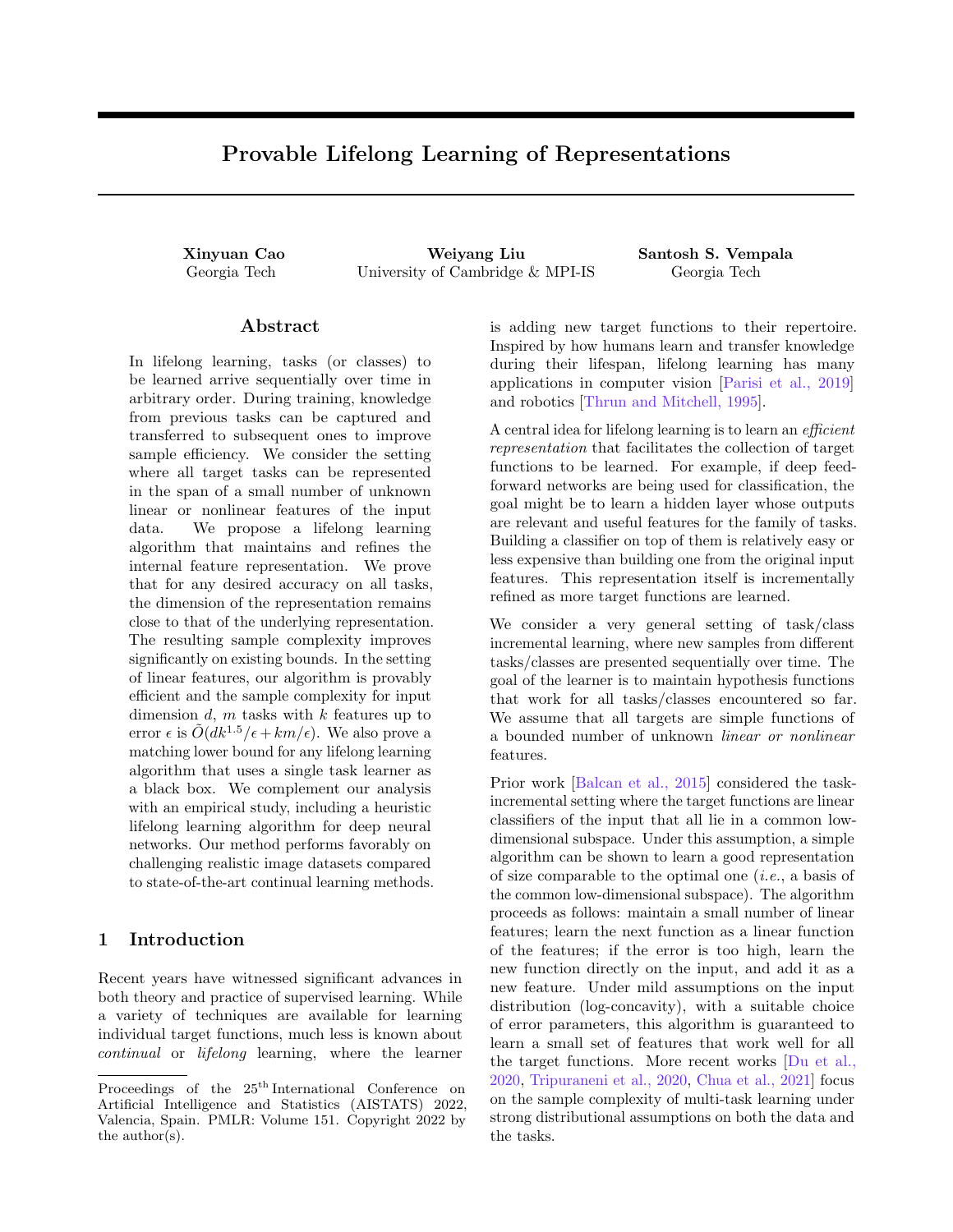# Provable Lifelong Learning of Representations

**Xinyuan Cao**
Georgia Tech

**Weiyang Liu**
University of Cambridge & MPI-IS

**Santosh S. Vempala**
Georgia Tech

## Abstract

In lifelong learning, tasks (or classes) to be learned arrive sequentially over time in arbitrary order. During training, knowledge from previous tasks can be captured and transferred to subsequent ones to improve sample efficiency. We consider the setting where all target tasks can be represented in the span of a small number of unknown linear or nonlinear features of the input data. We propose a lifelong learning algorithm that maintains and refines the internal feature representation. We prove that for any desired accuracy on all tasks, the dimension of the representation remains close to that of the underlying representation. The resulting sample complexity improves significantly on existing bounds. In the setting of linear features, our algorithm is provably efficient and the sample complexity for input dimension $d$, $m$ tasks with $k$ features up to error $\epsilon$ is $\tilde{O}(dk^{1.5}/\epsilon + km/\epsilon)$. We also prove a matching lower bound for any lifelong learning algorithm that uses a single task learner as a black box. We complement our analysis with an empirical study, including a heuristic lifelong learning algorithm for deep neural networks. Our method performs favorably on challenging realistic image datasets compared to state-of-the-art continual learning methods.

## 1 Introduction

Recent years have witnessed significant advances in both theory and practice of supervised learning. While a variety of techniques are available for learning individual target functions, much less is known about *continual* or *lifelong* learning, where the learner is adding new target functions to their repertoire. Inspired by how humans learn and transfer knowledge during their lifespan, lifelong learning has many applications in computer vision [Parisi et al., 2019] and robotics [Thrun and Mitchell, 1995].

A central idea for lifelong learning is to learn an *efficient representation* that facilitates the collection of target functions to be learned. For example, if deep feed-forward networks are being used for classification, the goal might be to learn a hidden layer whose outputs are relevant and useful features for the family of tasks. Building a classifier on top of them is relatively easy or less expensive than building one from the original input features. This representation itself is incrementally refined as more target functions are learned.

We consider a very general setting of task/class incremental learning, where new samples from different tasks/classes are presented sequentially over time. The goal of the learner is to maintain hypothesis functions that work for all tasks/classes encountered so far. We assume that all targets are simple functions of a bounded number of unknown *linear or nonlinear* features.

Prior work [Balcan et al., 2015] considered the task-incremental setting where the target functions are linear classifiers of the input that all lie in a common low-dimensional subspace. Under this assumption, a simple algorithm can be shown to learn a good representation of size comparable to the optimal one (*i.e.*, a basis of the common low-dimensional subspace). The algorithm proceeds as follows: maintain a small number of linear features; learn the next function as a linear function of the features; if the error is too high, learn the new function directly on the input, and add it as a new feature. Under mild assumptions on the input distribution (log-concavity), with a suitable choice of error parameters, this algorithm is guaranteed to learn a small set of features that work well for all the target functions. More recent works [Du et al., 2020, Tripuraneni et al., 2020, Chua et al., 2021] focus on the sample complexity of multi-task learning under strong distributional assumptions on both the data and the tasks.

Proceedings of the 25[th] International Conference on Artificial Intelligence and Statistics (AISTATS) 2022, Valencia, Spain. PMLR: Volume 151. Copyright 2022 by the author(s).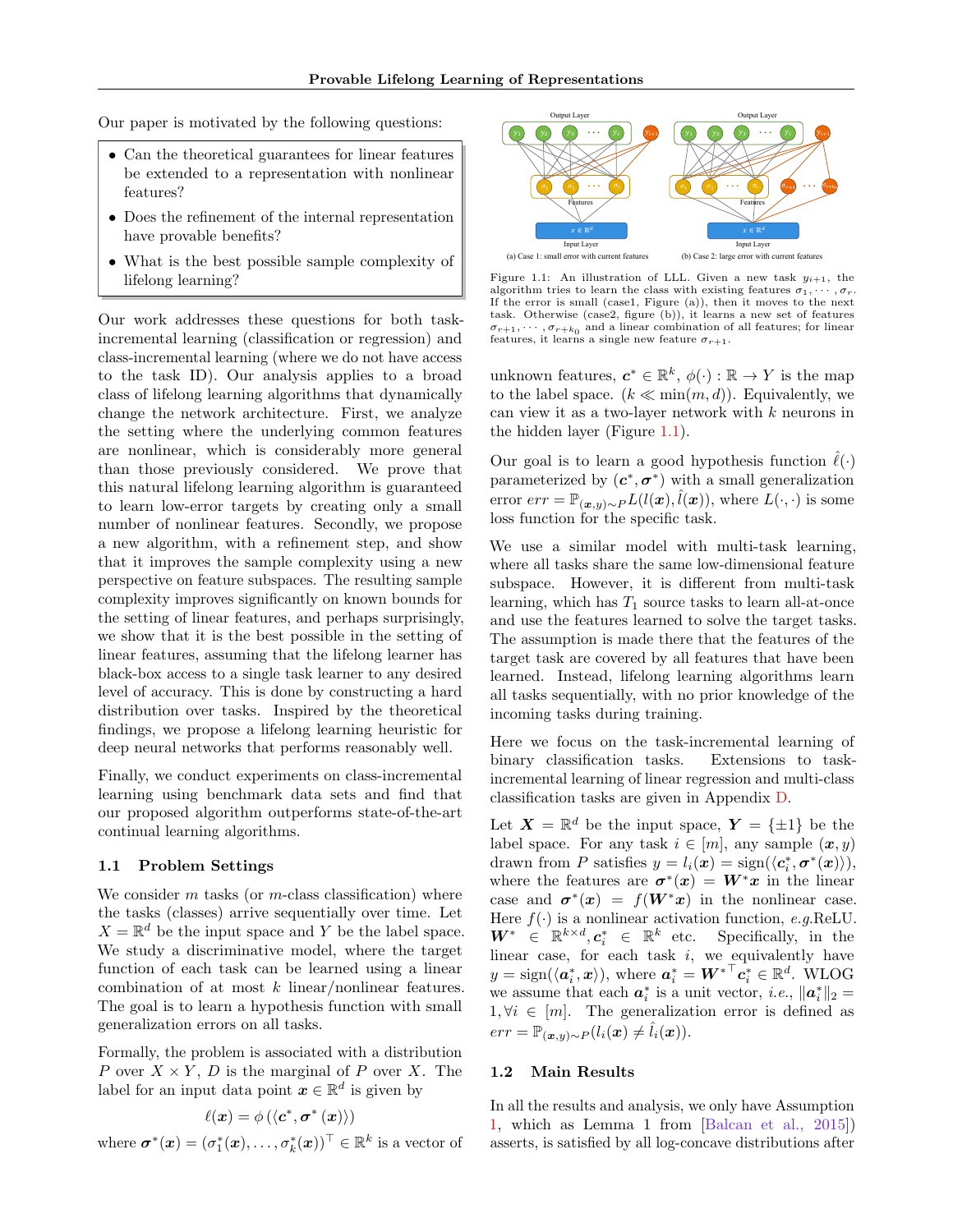Our paper is motivated by the following questions:

- Can the theoretical guarantees for linear features be extended to a representation with nonlinear features?
- Does the refinement of the internal representation have provable benefits?
- What is the best possible sample complexity of lifelong learning?

Our work addresses these questions for both task-incremental learning (classification or regression) and class-incremental learning (where we do not have access to the task ID). Our analysis applies to a broad class of lifelong learning algorithms that dynamically change the network architecture. First, we analyze the setting where the underlying common features are nonlinear, which is considerably more general than those previously considered. We prove that this natural lifelong learning algorithm is guaranteed to learn low-error targets by creating only a small number of nonlinear features. Secondly, we propose a new algorithm, with a refinement step, and show that it improves the sample complexity using a new perspective on feature subspaces. The resulting sample complexity improves significantly on known bounds for the setting of linear features, and perhaps surprisingly, we show that it is the best possible in the setting of linear features, assuming that the lifelong learner has black-box access to a single task learner to any desired level of accuracy. This is done by constructing a hard distribution over tasks. Inspired by the theoretical findings, we propose a lifelong learning heuristic for deep neural networks that performs reasonably well.

Finally, we conduct experiments on class-incremental learning using benchmark data sets and find that our proposed algorithm outperforms state-of-the-art continual learning algorithms.

### 1.1 Problem Settings

We consider $m$ tasks (or $m$-class classification) where the tasks (classes) arrive sequentially over time. Let $X = \mathbb{R}^d$ be the input space and $Y$ be the label space. We study a discriminative model, where the target function of each task can be learned using a linear combination of at most $k$ linear/nonlinear features. The goal is to learn a hypothesis function with small generalization errors on all tasks.

Formally, the problem is associated with a distribution $P$ over $X \times Y$, $D$ is the marginal of $P$ over $X$. The label for an input data point $\boldsymbol{x} \in \mathbb{R}^d$ is given by

$$\ell(\boldsymbol{x}) = \phi\left(\langle \boldsymbol{c}^*, \boldsymbol{\sigma}^*(\boldsymbol{x})\rangle\right)$$

where $\boldsymbol{\sigma}^*(\boldsymbol{x}) = (\sigma_1^*(\boldsymbol{x}), \ldots, \sigma_k^*(\boldsymbol{x}))^\top \in \mathbb{R}^k$ is a vector of unknown features, $\boldsymbol{c}^* \in \mathbb{R}^k$, $\phi(\cdot) : \mathbb{R} \to Y$ is the map to the label space. ($k \ll \min(m, d)$). Equivalently, we can view it as a two-layer network with $k$ neurons in the hidden layer (Figure 1.1).

Figure 1.1: An illustration of LLL. Given a new task $y_{i+1}$, the algorithm tries to learn the class with existing features $\sigma_1, \cdots, \sigma_r$. If the error is small (case1, Figure (a)), then it moves to the next task. Otherwise (case2, figure (b)), it learns a new set of features $\sigma_{r+1}, \cdots, \sigma_{r+k_0}$ and a linear combination of all features; for linear features, it learns a single new feature $\sigma_{r+1}$.

Our goal is to learn a good hypothesis function $\hat{\ell}(\cdot)$ parameterized by $(\boldsymbol{c}^*, \boldsymbol{\sigma}^*)$ with a small generalization error $err = \mathbb{P}_{(\boldsymbol{x},y)\sim P} L(l(\boldsymbol{x}), \hat{l}(\boldsymbol{x}))$, where $L(\cdot, \cdot)$ is some loss function for the specific task.

We use a similar model with multi-task learning, where all tasks share the same low-dimensional feature subspace. However, it is different from multi-task learning, which has $T_1$ source tasks to learn all-at-once and use the features learned to solve the target tasks. The assumption is made there that the features of the target task are covered by all features that have been learned. Instead, lifelong learning algorithms learn all tasks sequentially, with no prior knowledge of the incoming tasks during training.

Here we focus on the task-incremental learning of binary classification tasks. Extensions to task-incremental learning of linear regression and multi-class classification tasks are given in Appendix D.

Let $\boldsymbol{X} = \mathbb{R}^d$ be the input space, $\boldsymbol{Y} = \{\pm 1\}$ be the label space. For any task $i \in [m]$, any sample $(\boldsymbol{x}, y)$ drawn from $P$ satisfies $y = l_i(\boldsymbol{x}) = \text{sign}(\langle \boldsymbol{c}_i^*, \boldsymbol{\sigma}^*(\boldsymbol{x})\rangle)$, where the features are $\boldsymbol{\sigma}^*(\boldsymbol{x}) = \boldsymbol{W}^*\boldsymbol{x}$ in the linear case and $\boldsymbol{\sigma}^*(\boldsymbol{x}) = f(\boldsymbol{W}^*\boldsymbol{x})$ in the nonlinear case. Here $f(\cdot)$ is a nonlinear activation function, *e.g.*ReLU. $\boldsymbol{W}^* \in \mathbb{R}^{k\times d}, \boldsymbol{c}_i^* \in \mathbb{R}^k$ etc. Specifically, in the linear case, for each task $i$, we equivalently have $y = \text{sign}(\langle \boldsymbol{a}_i^*, \boldsymbol{x}\rangle)$, where $\boldsymbol{a}_i^* = {\boldsymbol{W}^*}^\top \boldsymbol{c}_i^* \in \mathbb{R}^d$. WLOG we assume that each $\boldsymbol{a}_i^*$ is a unit vector, *i.e.*, $\|\boldsymbol{a}_i^*\|_2 = 1, \forall i \in [m]$. The generalization error is defined as $err = \mathbb{P}_{(\boldsymbol{x},y)\sim P}(l_i(\boldsymbol{x}) \neq \hat{l}_i(\boldsymbol{x}))$.

### 1.2 Main Results

In all the results and analysis, we only have Assumption 1, which as Lemma 1 from [Balcan et al., 2015]) asserts, is satisfied by all log-concave distributions after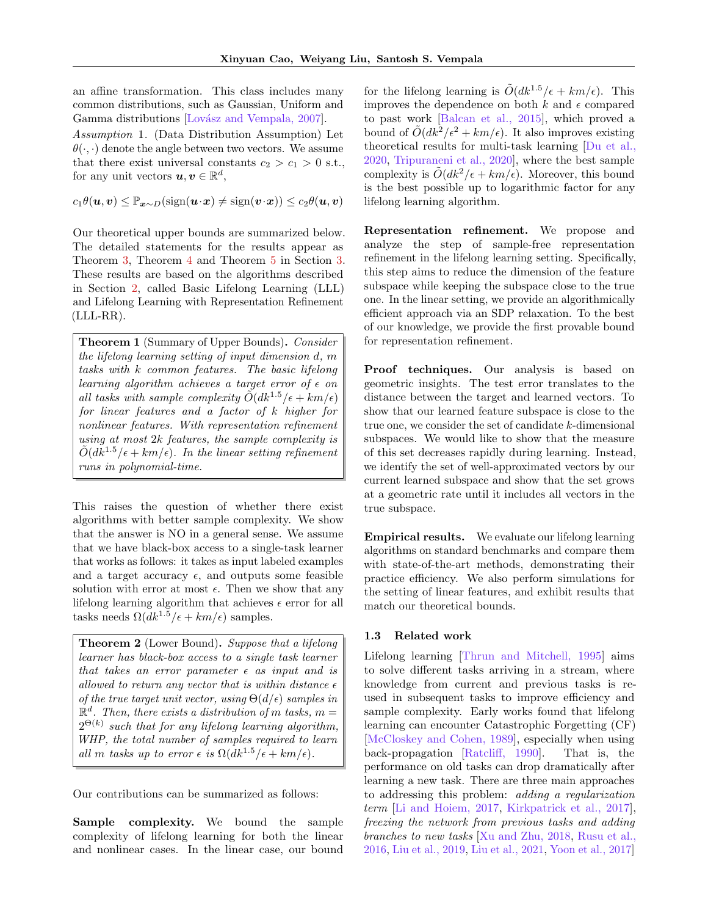an affine transformation. This class includes many common distributions, such as Gaussian, Uniform and Gamma distributions [Lovász and Vempala, 2007].

*Assumption* 1. (Data Distribution Assumption) Let $\theta(\cdot,\cdot)$ denote the angle between two vectors. We assume that there exist universal constants $c_2 > c_1 > 0$ s.t., for any unit vectors $\boldsymbol{u}, \boldsymbol{v} \in \mathbb{R}^d$,

$$c_1\theta(\boldsymbol{u},\boldsymbol{v}) \leq \mathbb{P}_{\boldsymbol{x}\sim D}(\text{sign}(\boldsymbol{u}\cdot\boldsymbol{x}) \neq \text{sign}(\boldsymbol{v}\cdot\boldsymbol{x})) \leq c_2\theta(\boldsymbol{u},\boldsymbol{v})$$

Our theoretical upper bounds are summarized below. The detailed statements for the results appear as Theorem 3, Theorem 4 and Theorem 5 in Section 3. These results are based on the algorithms described in Section 2, called Basic Lifelong Learning (LLL) and Lifelong Learning with Representation Refinement (LLL-RR).

**Theorem 1** (Summary of Upper Bounds). *Consider the lifelong learning setting of input dimension $d$, $m$ tasks with $k$ common features. The basic lifelong learning algorithm achieves a target error of $\epsilon$ on all tasks with sample complexity $\tilde{O}(dk^{1.5}/\epsilon + km/\epsilon)$ for linear features and a factor of $k$ higher for nonlinear features. With representation refinement using at most $2k$ features, the sample complexity is $\tilde{O}(dk^{1.5}/\epsilon + km/\epsilon)$. In the linear setting refinement runs in polynomial-time.*

This raises the question of whether there exist algorithms with better sample complexity. We show that the answer is NO in a general sense. We assume that we have black-box access to a single-task learner that works as follows: it takes as input labeled examples and a target accuracy $\epsilon$, and outputs some feasible solution with error at most $\epsilon$. Then we show that any lifelong learning algorithm that achieves $\epsilon$ error for all tasks needs $\Omega(dk^{1.5}/\epsilon + km/\epsilon)$ samples.

**Theorem 2** (Lower Bound). *Suppose that a lifelong learner has black-box access to a single task learner that takes an error parameter $\epsilon$ as input and is allowed to return any vector that is within distance $\epsilon$ of the true target unit vector, using $\Theta(d/\epsilon)$ samples in $\mathbb{R}^d$. Then, there exists a distribution of $m$ tasks, $m = 2^{\Theta(k)}$ such that for any lifelong learning algorithm, WHP, the total number of samples required to learn all $m$ tasks up to error $\epsilon$ is $\Omega(dk^{1.5}/\epsilon + km/\epsilon)$.*

Our contributions can be summarized as follows:

**Sample complexity.** We bound the sample complexity of lifelong learning for both the linear and nonlinear cases. In the linear case, our bound for the lifelong learning is $\tilde{O}(dk^{1.5}/\epsilon + km/\epsilon)$. This improves the dependence on both $k$ and $\epsilon$ compared to past work [Balcan et al., 2015], which proved a bound of $\tilde{O}(dk^2/\epsilon^2 + km/\epsilon)$. It also improves existing theoretical results for multi-task learning [Du et al., 2020, Tripuraneni et al., 2020], where the best sample complexity is $\tilde{O}(dk^2/\epsilon + km/\epsilon)$. Moreover, this bound is the best possible up to logarithmic factor for any lifelong learning algorithm.

**Representation refinement.** We propose and analyze the step of sample-free representation refinement in the lifelong learning setting. Specifically, this step aims to reduce the dimension of the feature subspace while keeping the subspace close to the true one. In the linear setting, we provide an algorithmically efficient approach via an SDP relaxation. To the best of our knowledge, we provide the first provable bound for representation refinement.

**Proof techniques.** Our analysis is based on geometric insights. The test error translates to the distance between the target and learned vectors. To show that our learned feature subspace is close to the true one, we consider the set of candidate $k$-dimensional subspaces. We would like to show that the measure of this set decreases rapidly during learning. Instead, we identify the set of well-approximated vectors by our current learned subspace and show that the set grows at a geometric rate until it includes all vectors in the true subspace.

**Empirical results.** We evaluate our lifelong learning algorithms on standard benchmarks and compare them with state-of-the-art methods, demonstrating their practice efficiency. We also perform simulations for the setting of linear features, and exhibit results that match our theoretical bounds.

### 1.3 Related work

Lifelong learning [Thrun and Mitchell, 1995] aims to solve different tasks arriving in a stream, where knowledge from current and previous tasks is reused in subsequent tasks to improve efficiency and sample complexity. Early works found that lifelong learning can encounter Catastrophic Forgetting (CF) [McCloskey and Cohen, 1989], especially when using back-propagation [Ratcliff, 1990]. That is, the performance on old tasks can drop dramatically after learning a new task. There are three main approaches to addressing this problem: *adding a regularization term* [Li and Hoiem, 2017, Kirkpatrick et al., 2017], *freezing the network from previous tasks and adding branches to new tasks* [Xu and Zhu, 2018, Rusu et al., 2016, Liu et al., 2019, Liu et al., 2021, Yoon et al., 2017]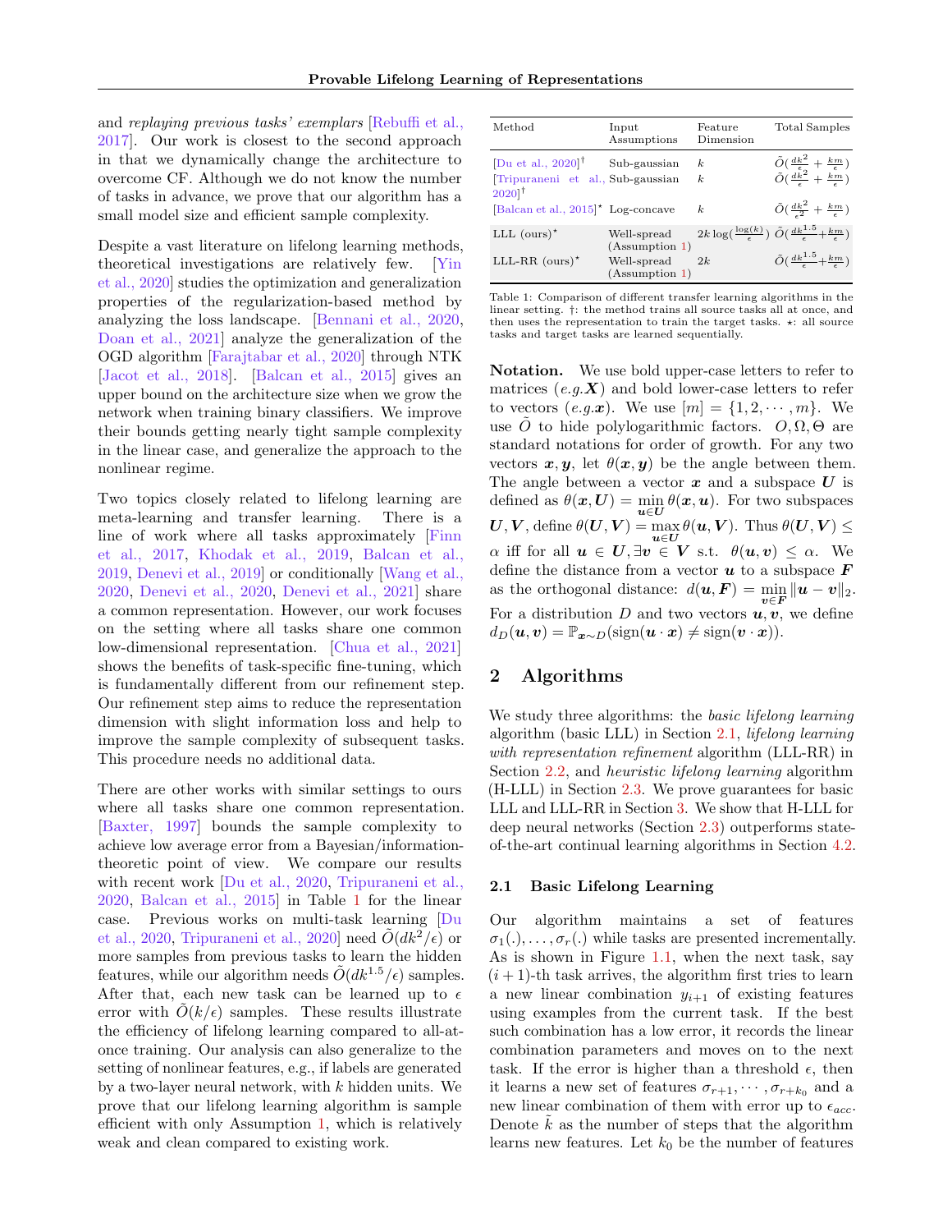and *replaying previous tasks' exemplars* [Rebuffi et al., 2017]. Our work is closest to the second approach in that we dynamically change the architecture to overcome CF. Although we do not know the number of tasks in advance, we prove that our algorithm has a small model size and efficient sample complexity.

Despite a vast literature on lifelong learning methods, theoretical investigations are relatively few. [Yin et al., 2020] studies the optimization and generalization properties of the regularization-based method by analyzing the loss landscape. [Bennani et al., 2020, Doan et al., 2021] analyze the generalization of the OGD algorithm [Farajtabar et al., 2020] through NTK [Jacot et al., 2018]. [Balcan et al., 2015] gives an upper bound on the architecture size when we grow the network when training binary classifiers. We improve their bounds getting nearly tight sample complexity in the linear case, and generalize the approach to the nonlinear regime.

Two topics closely related to lifelong learning are meta-learning and transfer learning. There is a line of work where all tasks approximately [Finn et al., 2017, Khodak et al., 2019, Balcan et al., 2019, Denevi et al., 2019] or conditionally [Wang et al., 2020, Denevi et al., 2020, Denevi et al., 2021] share a common representation. However, our work focuses on the setting where all tasks share one common low-dimensional representation. [Chua et al., 2021] shows the benefits of task-specific fine-tuning, which is fundamentally different from our refinement step. Our refinement step aims to reduce the representation dimension with slight information loss and help to improve the sample complexity of subsequent tasks. This procedure needs no additional data.

There are other works with similar settings to ours where all tasks share one common representation. [Baxter, 1997] bounds the sample complexity to achieve low average error from a Bayesian/information-theoretic point of view. We compare our results with recent work [Du et al., 2020, Tripuraneni et al., 2020, Balcan et al., 2015] in Table 1 for the linear case. Previous works on multi-task learning [Du et al., 2020, Tripuraneni et al., 2020] need $\tilde{O}(dk^2/\epsilon)$ or more samples from previous tasks to learn the hidden features, while our algorithm needs $\tilde{O}(dk^{1.5}/\epsilon)$ samples. After that, each new task can be learned up to $\epsilon$ error with $\tilde{O}(k/\epsilon)$ samples. These results illustrate the efficiency of lifelong learning compared to all-at-once training. Our analysis can also generalize to the setting of nonlinear features, e.g., if labels are generated by a two-layer neural network, with $k$ hidden units. We prove that our lifelong learning algorithm is sample efficient with only Assumption 1, which is relatively weak and clean compared to existing work.

| Method | Input Assumptions | Feature Dimension | Total Samples |
|---|---|---|---|
| [Du et al., 2020]† | Sub-gaussian | $k$ | $\tilde{O}(\frac{dk^2}{\epsilon} + \frac{km}{\epsilon})$ |
| [Tripuraneni et al., 2020]† | Sub-gaussian | $k$ | $\tilde{O}(\frac{dk^2}{\epsilon} + \frac{km}{\epsilon})$ |
| [Balcan et al., 2015]⋆ | Log-concave | $k$ | $\tilde{O}(\frac{dk^2}{\epsilon^2} + \frac{km}{\epsilon})$ |
| LLL (ours)⋆ | Well-spread (Assumption 1) | $2k\log(\frac{\log(k)}{\epsilon})$ | $\tilde{O}(\frac{dk^{1.5}}{\epsilon}+\frac{km}{\epsilon})$ |
| LLL-RR (ours)⋆ | Well-spread (Assumption 1) | $2k$ | $\tilde{O}(\frac{dk^{1.5}}{\epsilon}+\frac{km}{\epsilon})$ |

Table 1: Comparison of different transfer learning algorithms in the linear setting. †: the method trains all source tasks all at once, and then uses the representation to train the target tasks. ⋆: all source tasks and target tasks are learned sequentially.

**Notation.** We use bold upper-case letters to refer to matrices ($e.g.\boldsymbol{X}$) and bold lower-case letters to refer to vectors ($e.g.\boldsymbol{x}$). We use $[m] = \{1, 2, \cdots, m\}$. We use $\tilde{O}$ to hide polylogarithmic factors. $O, \Omega, \Theta$ are standard notations for order of growth. For any two vectors $\boldsymbol{x}, \boldsymbol{y}$, let $\theta(\boldsymbol{x}, \boldsymbol{y})$ be the angle between them. The angle between a vector $\boldsymbol{x}$ and a subspace $\boldsymbol{U}$ is defined as $\theta(\boldsymbol{x}, \boldsymbol{U}) = \min_{\boldsymbol{u}\in\boldsymbol{U}} \theta(\boldsymbol{x}, \boldsymbol{u})$. For two subspaces $\boldsymbol{U}, \boldsymbol{V}$, define $\theta(\boldsymbol{U}, \boldsymbol{V}) = \max_{\boldsymbol{u}\in\boldsymbol{U}} \theta(\boldsymbol{u}, \boldsymbol{V})$. Thus $\theta(\boldsymbol{U}, \boldsymbol{V}) \leq \alpha$ iff for all $\boldsymbol{u} \in \boldsymbol{U}, \exists \boldsymbol{v} \in \boldsymbol{V}$ s.t. $\theta(\boldsymbol{u}, \boldsymbol{v}) \leq \alpha$. We define the distance from a vector $\boldsymbol{u}$ to a subspace $\boldsymbol{F}$ as the orthogonal distance: $d(\boldsymbol{u}, \boldsymbol{F}) = \min_{\boldsymbol{v}\in\boldsymbol{F}} \|\boldsymbol{u} - \boldsymbol{v}\|_2$. For a distribution $D$ and two vectors $\boldsymbol{u}, \boldsymbol{v}$, we define $d_D(\boldsymbol{u}, \boldsymbol{v}) = \mathbb{P}_{\boldsymbol{x}\sim D}(\text{sign}(\boldsymbol{u} \cdot \boldsymbol{x}) \neq \text{sign}(\boldsymbol{v} \cdot \boldsymbol{x}))$.

## 2 Algorithms

We study three algorithms: the *basic lifelong learning* algorithm (basic LLL) in Section 2.1, *lifelong learning with representation refinement* algorithm (LLL-RR) in Section 2.2, and *heuristic lifelong learning* algorithm (H-LLL) in Section 2.3. We prove guarantees for basic LLL and LLL-RR in Section 3. We show that H-LLL for deep neural networks (Section 2.3) outperforms state-of-the-art continual learning algorithms in Section 4.2.

### 2.1 Basic Lifelong Learning

Our algorithm maintains a set of features $\sigma_1(.), \ldots, \sigma_r(.)$ while tasks are presented incrementally. As is shown in Figure 1.1, when the next task, say $(i+1)$-th task arrives, the algorithm first tries to learn a new linear combination $y_{i+1}$ of existing features using examples from the current task. If the best such combination has a low error, it records the linear combination parameters and moves on to the next task. If the error is higher than a threshold $\epsilon$, then it learns a new set of features $\sigma_{r+1}, \cdots, \sigma_{r+k_0}$ and a new linear combination of them with error up to $\epsilon_{acc}$. Denote $\tilde{k}$ as the number of steps that the algorithm learns new features. Let $k_0$ be the number of features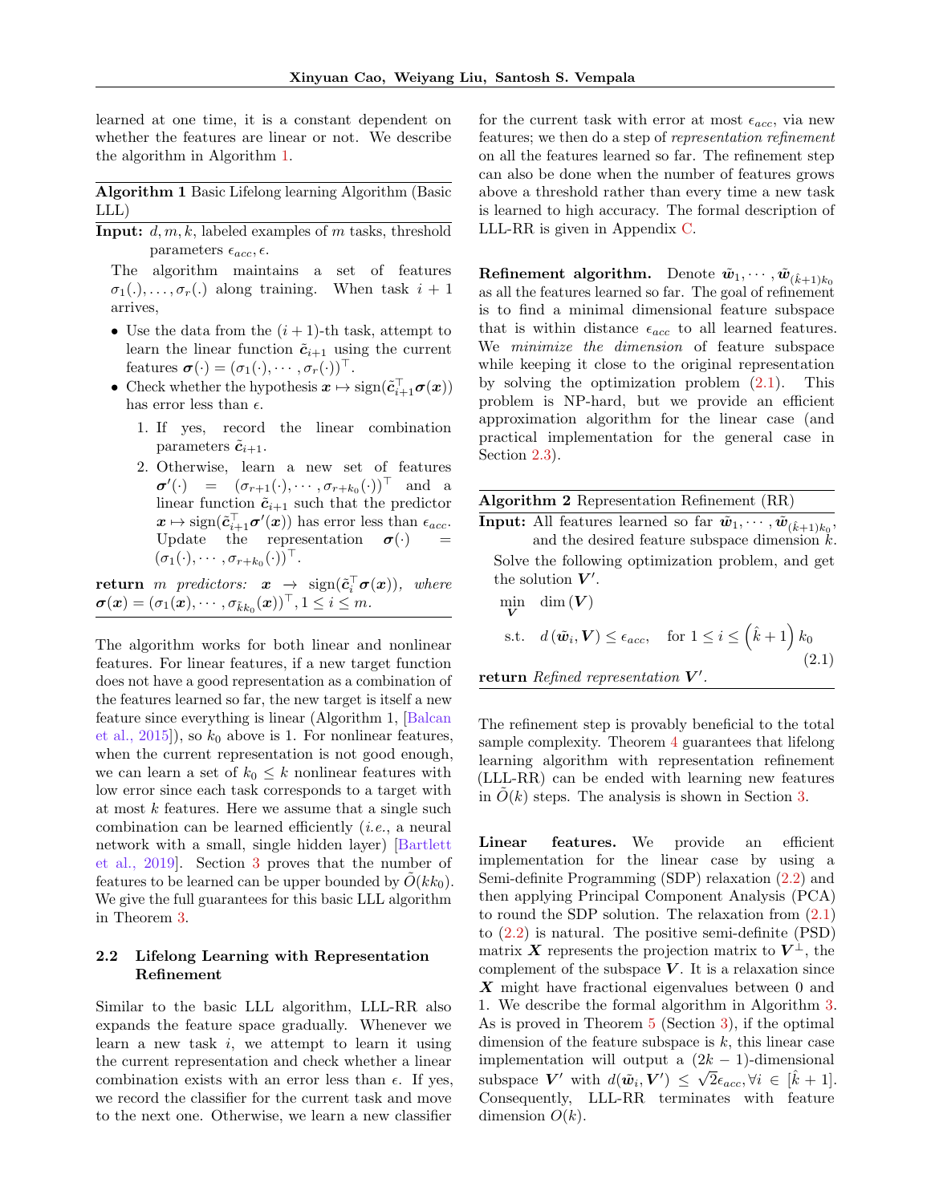learned at one time, it is a constant dependent on whether the features are linear or not. We describe the algorithm in Algorithm 1.

---

**Algorithm 1** Basic Lifelong learning Algorithm (Basic LLL)

---

**Input:** $d, m, k$, labeled examples of $m$ tasks, threshold parameters $\epsilon_{acc}, \epsilon$.

The algorithm maintains a set of features $\sigma_1(.), \ldots, \sigma_r(.)$ along training. When task $i+1$ arrives,

- Use the data from the $(i+1)$-th task, attempt to learn the linear function $\tilde{\boldsymbol{c}}_{i+1}$ using the current features $\boldsymbol{\sigma}(\cdot) = (\sigma_1(\cdot), \cdots, \sigma_r(\cdot))^\top$.
- Check whether the hypothesis $\boldsymbol{x} \mapsto \text{sign}(\tilde{\boldsymbol{c}}_{i+1}^\top \boldsymbol{\sigma}(\boldsymbol{x}))$ has error less than $\epsilon$.
  1. If yes, record the linear combination parameters $\tilde{\boldsymbol{c}}_{i+1}$.
  2. Otherwise, learn a new set of features $\boldsymbol{\sigma}'(\cdot) = (\sigma_{r+1}(\cdot), \cdots, \sigma_{r+k_0}(\cdot))^\top$ and a linear function $\tilde{\boldsymbol{c}}_{i+1}$ such that the predictor $\boldsymbol{x} \mapsto \text{sign}(\tilde{\boldsymbol{c}}_{i+1}^\top \boldsymbol{\sigma}'(\boldsymbol{x}))$ has error less than $\epsilon_{acc}$. Update the representation $\boldsymbol{\sigma}(\cdot) = (\sigma_1(\cdot), \cdots, \sigma_{r+k_0}(\cdot))^\top$.

**return** *$m$ predictors: $\boldsymbol{x} \rightarrow \text{sign}(\tilde{\boldsymbol{c}}_i^\top \boldsymbol{\sigma}(\boldsymbol{x}))$, where $\boldsymbol{\sigma}(\boldsymbol{x}) = (\sigma_1(\boldsymbol{x}), \cdots, \sigma_{\tilde{k}k_0}(\boldsymbol{x}))^\top, 1 \leq i \leq m$.*

---

The algorithm works for both linear and nonlinear features. For linear features, if a new target function does not have a good representation as a combination of the features learned so far, the new target is itself a new feature since everything is linear (Algorithm 1, [Balcan et al., 2015]), so $k_0$ above is 1. For nonlinear features, when the current representation is not good enough, we can learn a set of $k_0 \leq k$ nonlinear features with low error since each task corresponds to a target with at most $k$ features. Here we assume that a single such combination can be learned efficiently (*i.e.*, a neural network with a small, single hidden layer) [Bartlett et al., 2019]. Section 3 proves that the number of features to be learned can be upper bounded by $\tilde{O}(kk_0)$. We give the full guarantees for this basic LLL algorithm in Theorem 3.

## 2.2 Lifelong Learning with Representation Refinement

Similar to the basic LLL algorithm, LLL-RR also expands the feature space gradually. Whenever we learn a new task $i$, we attempt to learn it using the current representation and check whether a linear combination exists with an error less than $\epsilon$. If yes, we record the classifier for the current task and move to the next one. Otherwise, we learn a new classifier for the current task with error at most $\epsilon_{acc}$, via new features; we then do a step of *representation refinement* on all the features learned so far. The refinement step can also be done when the number of features grows above a threshold rather than every time a new task is learned to high accuracy. The formal description of LLL-RR is given in Appendix C.

**Refinement algorithm.** Denote $\tilde{\boldsymbol{w}}_1, \cdots, \tilde{\boldsymbol{w}}_{(\hat{k}+1)k_0}$ as all the features learned so far. The goal of refinement is to find a minimal dimensional feature subspace that is within distance $\epsilon_{acc}$ to all learned features. We *minimize the dimension* of feature subspace while keeping it close to the original representation by solving the optimization problem (2.1). This problem is NP-hard, but we provide an efficient approximation algorithm for the linear case (and practical implementation for the general case in Section 2.3).

---

**Algorithm 2** Representation Refinement (RR)

---

**Input:** All features learned so far $\tilde{\boldsymbol{w}}_1, \cdots, \tilde{\boldsymbol{w}}_{(\hat{k}+1)k_0}$, and the desired feature subspace dimension $k$.

Solve the following optimization problem, and get the solution $\boldsymbol{V}'$.

$$
\begin{aligned}
\min_{\boldsymbol{V}} \quad & \dim(\boldsymbol{V}) \\
\text{s.t.} \quad & d(\tilde{\boldsymbol{w}}_i, \boldsymbol{V}) \leq \epsilon_{acc}, \quad \text{for } 1 \leq i \leq \left(\hat{k}+1\right) k_0
\end{aligned} \tag{2.1}
$$

**return** *Refined representation $\boldsymbol{V}'$.*

---

The refinement step is provably beneficial to the total sample complexity. Theorem 4 guarantees that lifelong learning algorithm with representation refinement (LLL-RR) can be ended with learning new features in $\tilde{O}(k)$ steps. The analysis is shown in Section 3.

**Linear features.** We provide an efficient implementation for the linear case by using a Semi-definite Programming (SDP) relaxation (2.2) and then applying Principal Component Analysis (PCA) to round the SDP solution. The relaxation from (2.1) to (2.2) is natural. The positive semi-definite (PSD) matrix $\boldsymbol{X}$ represents the projection matrix to $\boldsymbol{V}^\perp$, the complement of the subspace $\boldsymbol{V}$. It is a relaxation since $\boldsymbol{X}$ might have fractional eigenvalues between 0 and 1. We describe the formal algorithm in Algorithm 3. As is proved in Theorem 5 (Section 3), if the optimal dimension of the feature subspace is $k$, this linear case implementation will output a $(2k-1)$-dimensional subspace $\boldsymbol{V}'$ with $d(\tilde{\boldsymbol{w}}_i, \boldsymbol{V}') \leq \sqrt{2}\epsilon_{acc}, \forall i \in [\hat{k}+1]$. Consequently, LLL-RR terminates with feature dimension $O(k)$.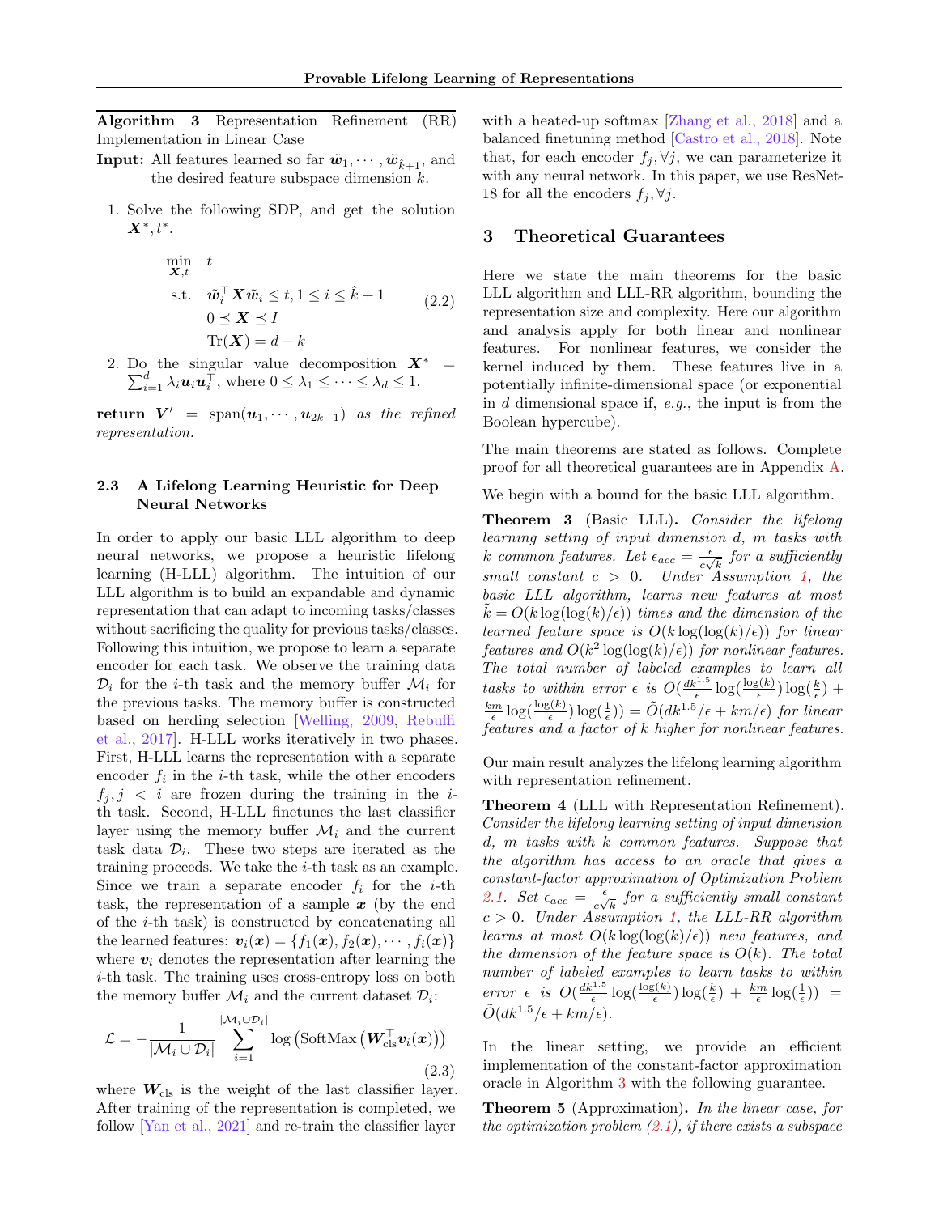**Algorithm 3** Representation Refinement (RR) Implementation in Linear Case

**Input:** All features learned so far $\tilde{\boldsymbol{w}}_1, \cdots, \tilde{\boldsymbol{w}}_{\hat{k}+1}$, and the desired feature subspace dimension $k$.

1. Solve the following SDP, and get the solution $\boldsymbol{X}^*, t^*$.

$$
\begin{aligned}
\min_{\boldsymbol{X},t} \quad & t \\
\text{s.t.} \quad & \tilde{\boldsymbol{w}}_i^\top \boldsymbol{X} \tilde{\boldsymbol{w}}_i \le t, 1 \le i \le \hat{k}+1 \\
& 0 \preceq \boldsymbol{X} \preceq I \\
& \operatorname{Tr}(\boldsymbol{X}) = d - k
\end{aligned}
\tag{2.2}
$$

2. Do the singular value decomposition $\boldsymbol{X}^* = \sum_{i=1}^d \lambda_i \boldsymbol{u}_i \boldsymbol{u}_i^\top$, where $0 \le \lambda_1 \le \cdots \le \lambda_d \le 1$.

**return** $\boldsymbol{V}' = \operatorname{span}(\boldsymbol{u}_1, \cdots, \boldsymbol{u}_{2k-1})$ *as the refined representation.*

### 2.3 A Lifelong Learning Heuristic for Deep Neural Networks

In order to apply our basic LLL algorithm to deep neural networks, we propose a heuristic lifelong learning (H-LLL) algorithm. The intuition of our LLL algorithm is to build an expandable and dynamic representation that can adapt to incoming tasks/classes without sacrificing the quality for previous tasks/classes. Following this intuition, we propose to learn a separate encoder for each task. We observe the training data $\mathcal{D}_i$ for the $i$-th task and the memory buffer $\mathcal{M}_i$ for the previous tasks. The memory buffer is constructed based on herding selection [Welling, 2009, Rebuffi et al., 2017]. H-LLL works iteratively in two phases. First, H-LLL learns the representation with a separate encoder $f_i$ in the $i$-th task, while the other encoders $f_j, j < i$ are frozen during the training in the $i$-th task. Second, H-LLL finetunes the last classifier layer using the memory buffer $\mathcal{M}_i$ and the current task data $\mathcal{D}_i$. These two steps are iterated as the training proceeds. We take the $i$-th task as an example. Since we train a separate encoder $f_i$ for the $i$-th task, the representation of a sample $\boldsymbol{x}$ (by the end of the $i$-th task) is constructed by concatenating all the learned features: $\boldsymbol{v}_i(\boldsymbol{x}) = \{f_1(\boldsymbol{x}), f_2(\boldsymbol{x}), \cdots, f_i(\boldsymbol{x})\}$ where $\boldsymbol{v}_i$ denotes the representation after learning the $i$-th task. The training uses cross-entropy loss on both the memory buffer $\mathcal{M}_i$ and the current dataset $\mathcal{D}_i$:

$$
\mathcal{L} = -\frac{1}{|\mathcal{M}_i \cup \mathcal{D}_i|} \sum_{i=1}^{|\mathcal{M}_i \cup \mathcal{D}_i|} \log \left( \operatorname{SoftMax}\left( \boldsymbol{W}_{\text{cls}}^\top \boldsymbol{v}_i(\boldsymbol{x}) \right) \right)
\tag{2.3}
$$

where $\boldsymbol{W}_{\text{cls}}$ is the weight of the last classifier layer. After training of the representation is completed, we follow [Yan et al., 2021] and re-train the classifier layer with a heated-up softmax [Zhang et al., 2018] and a balanced finetuning method [Castro et al., 2018]. Note that, for each encoder $f_j, \forall j$, we can parameterize it with any neural network. In this paper, we use ResNet-18 for all the encoders $f_j, \forall j$.

## 3 Theoretical Guarantees

Here we state the main theorems for the basic LLL algorithm and LLL-RR algorithm, bounding the representation size and complexity. Here our algorithm and analysis apply for both linear and nonlinear features. For nonlinear features, we consider the kernel induced by them. These features live in a potentially infinite-dimensional space (or exponential in $d$ dimensional space if, *e.g.*, the input is from the Boolean hypercube).

The main theorems are stated as follows. Complete proof for all theoretical guarantees are in Appendix A.

We begin with a bound for the basic LLL algorithm.

**Theorem 3** (Basic LLL)**.** *Consider the lifelong learning setting of input dimension $d$, $m$ tasks with $k$ common features. Let $\epsilon_{acc} = \frac{\epsilon}{c\sqrt{k}}$ for a sufficiently small constant $c > 0$. Under Assumption 1, the basic LLL algorithm, learns new features at most $\tilde{k} = O(k \log(\log(k)/\epsilon))$ times and the dimension of the learned feature space is $O(k \log(\log(k)/\epsilon))$ for linear features and $O(k^2 \log(\log(k)/\epsilon))$ for nonlinear features. The total number of labeled examples to learn all tasks to within error $\epsilon$ is $O(\frac{dk^{1.5}}{\epsilon} \log(\frac{\log(k)}{\epsilon}) \log(\frac{k}{\epsilon}) + \frac{km}{\epsilon} \log(\frac{\log(k)}{\epsilon}) \log(\frac{1}{\epsilon})) = \tilde{O}(dk^{1.5}/\epsilon + km/\epsilon)$ for linear features and a factor of $k$ higher for nonlinear features.*

Our main result analyzes the lifelong learning algorithm with representation refinement.

**Theorem 4** (LLL with Representation Refinement)**.** *Consider the lifelong learning setting of input dimension $d$, $m$ tasks with $k$ common features. Suppose that the algorithm has access to an oracle that gives a constant-factor approximation of Optimization Problem 2.1. Set $\epsilon_{acc} = \frac{\epsilon}{c\sqrt{k}}$ for a sufficiently small constant $c > 0$. Under Assumption 1, the LLL-RR algorithm learns at most $O(k \log(\log(k)/\epsilon))$ new features, and the dimension of the feature space is $O(k)$. The total number of labeled examples to learn tasks to within error $\epsilon$ is $O(\frac{dk^{1.5}}{\epsilon} \log(\frac{\log(k)}{\epsilon}) \log(\frac{k}{\epsilon}) + \frac{km}{\epsilon} \log(\frac{1}{\epsilon})) = \tilde{O}(dk^{1.5}/\epsilon + km/\epsilon)$.*

In the linear setting, we provide an efficient implementation of the constant-factor approximation oracle in Algorithm 3 with the following guarantee.

**Theorem 5** (Approximation)**.** *In the linear case, for the optimization problem (2.1), if there exists a subspace*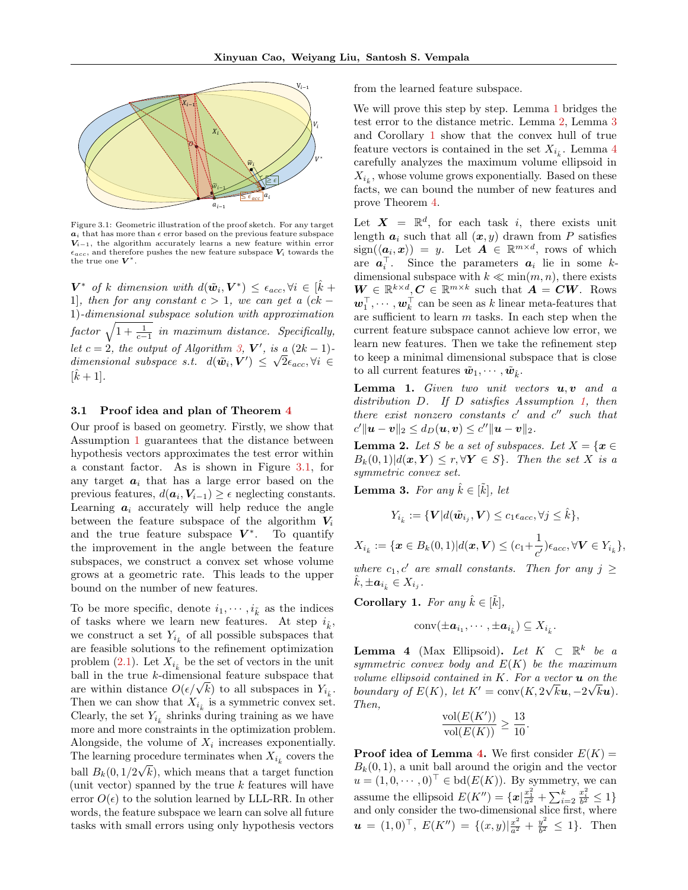Figure 3.1: Geometric illustration of the proof sketch. For any target $\boldsymbol{a}_i$ that has more than $\epsilon$ error based on the previous feature subspace $\boldsymbol{V}_{i-1}$, the algorithm accurately learns a new feature within error $\epsilon_{acc}$, and therefore pushes the new feature subspace $\boldsymbol{V}_i$ towards the the true one $\boldsymbol{V}^*$.

*$\boldsymbol{V}^*$ of $k$ dimension with $d(\tilde{\boldsymbol{w}}_i, \boldsymbol{V}^*) \le \epsilon_{acc}, \forall i \in [\hat{k}+1]$, then for any constant $c > 1$, we can get a $(ck-1)$-dimensional subspace solution with approximation factor $\sqrt{1+\frac{1}{c-1}}$ in maximum distance. Specifically, let $c = 2$, the output of Algorithm 3, $\boldsymbol{V}'$, is a $(2k-1)$-dimensional subspace s.t. $d(\tilde{\boldsymbol{w}}_i, \boldsymbol{V}') \le \sqrt{2}\epsilon_{acc}, \forall i \in [\hat{k}+1]$.*

### 3.1 Proof idea and plan of Theorem 4

Our proof is based on geometry. Firstly, we show that Assumption 1 guarantees that the distance between hypothesis vectors approximates the test error within a constant factor. As is shown in Figure 3.1, for any target $\boldsymbol{a}_i$ that has a large error based on the previous features, $d(\boldsymbol{a}_i, \boldsymbol{V}_{i-1}) \ge \epsilon$ neglecting constants. Learning $\boldsymbol{a}_i$ accurately will help reduce the angle between the feature subspace of the algorithm $\boldsymbol{V}_i$ and the true feature subspace $\boldsymbol{V}^*$. To quantify the improvement in the angle between the feature subspaces, we construct a convex set whose volume grows at a geometric rate. This leads to the upper bound on the number of new features.

To be more specific, denote $i_1, \cdots, i_{\tilde{k}}$ as the indices of tasks where we learn new features. At step $i_{\hat{k}}$, we construct a set $Y_{i_{\hat{k}}}$ of all possible subspaces that are feasible solutions to the refinement optimization problem (2.1). Let $X_{i_{\hat{k}}}$ be the set of vectors in the unit ball in the true $k$-dimensional feature subspace that are within distance $O(\epsilon/\sqrt{k})$ to all subspaces in $Y_{i_{\hat{k}}}$. Then we can show that $X_{i_{\hat{k}}}$ is a symmetric convex set. Clearly, the set $Y_{i_{\hat{k}}}$ shrinks during training as we have more and more constraints in the optimization problem. Alongside, the volume of $X_i$ increases exponentially. The learning procedure terminates when $X_{i_{\hat{k}}}$ covers the ball $B_k(0, 1/2\sqrt{k})$, which means that a target function (unit vector) spanned by the true $k$ features will have error $O(\epsilon)$ to the solution learned by LLL-RR. In other words, the feature subspace we learn can solve all future tasks with small errors using only hypothesis vectors from the learned feature subspace.

We will prove this step by step. Lemma 1 bridges the test error to the distance metric. Lemma 2, Lemma 3 and Corollary 1 show that the convex hull of true feature vectors is contained in the set $X_{i_{\hat{k}}}$. Lemma 4 carefully analyzes the maximum volume ellipsoid in $X_{i_{\hat{k}}}$, whose volume grows exponentially. Based on these facts, we can bound the number of new features and prove Theorem 4.

Let $\boldsymbol{X} = \mathbb{R}^d$, for each task $i$, there exists unit length $\boldsymbol{a}_i$ such that all $(\boldsymbol{x}, y)$ drawn from $P$ satisfies $\text{sign}(\langle \boldsymbol{a}_i, \boldsymbol{x} \rangle) = y$. Let $\boldsymbol{A} \in \mathbb{R}^{m \times d}$, rows of which are $\boldsymbol{a}_i^\top$. Since the parameters $\boldsymbol{a}_i$ lie in some $k$-dimensional subspace with $k \ll \min(m, n)$, there exists $\boldsymbol{W} \in \mathbb{R}^{k \times d}, \boldsymbol{C} \in \mathbb{R}^{m \times k}$ such that $\boldsymbol{A} = \boldsymbol{C}\boldsymbol{W}$. Rows $\boldsymbol{w}_1^\top, \cdots, \boldsymbol{w}_k^\top$ can be seen as $k$ linear meta-features that are sufficient to learn $m$ tasks. In each step when the current feature subspace cannot achieve low error, we learn new features. Then we take the refinement step to keep a minimal dimensional subspace that is close to all current features $\tilde{\boldsymbol{w}}_1, \cdots, \tilde{\boldsymbol{w}}_{\hat{k}}$.

**Lemma 1.** *Given two unit vectors $\boldsymbol{u}, \boldsymbol{v}$ and a distribution $D$. If $D$ satisfies Assumption 1, then there exist nonzero constants $c'$ and $c''$ such that $c'\|\boldsymbol{u} - \boldsymbol{v}\|_2 \le d_D(\boldsymbol{u}, \boldsymbol{v}) \le c''\|\boldsymbol{u} - \boldsymbol{v}\|_2$.*

**Lemma 2.** *Let $S$ be a set of subspaces. Let $X = \{\boldsymbol{x} \in B_k(0,1) | d(\boldsymbol{x}, \boldsymbol{Y}) \le r, \forall \boldsymbol{Y} \in S\}$. Then the set $X$ is a symmetric convex set.*

**Lemma 3.** *For any $\hat{k} \in [\tilde{k}]$, let*

$$Y_{i_{\hat{k}}} := \{\boldsymbol{V} | d(\tilde{\boldsymbol{w}}_{i_j}, \boldsymbol{V}) \le c_1 \epsilon_{acc}, \forall j \le \hat{k}\},$$

$$X_{i_{\hat{k}}} := \{\boldsymbol{x} \in B_k(0,1) | d(\boldsymbol{x}, \boldsymbol{V}) \le (c_1 + \frac{1}{c'})\epsilon_{acc}, \forall \boldsymbol{V} \in Y_{i_{\hat{k}}}\},$$

*where $c_1, c'$ are small constants. Then for any $j \ge \hat{k}, \pm \boldsymbol{a}_{i_{\hat{k}}} \in X_{i_j}$.*

**Corollary 1.** *For any $\hat{k} \in [\tilde{k}]$,*

$$\text{conv}(\pm \boldsymbol{a}_{i_1}, \cdots, \pm \boldsymbol{a}_{i_{\hat{k}}}) \subseteq X_{i_{\hat{k}}}.$$

**Lemma 4** (Max Ellipsoid)**.** *Let $K \subset \mathbb{R}^k$ be a symmetric convex body and $E(K)$ be the maximum volume ellipsoid contained in $K$. For a vector $\boldsymbol{u}$ on the boundary of $E(K)$, let $K' = \text{conv}(K, 2\sqrt{k}\boldsymbol{u}, -2\sqrt{k}\boldsymbol{u})$. Then,*

$$\frac{\text{vol}(E(K'))}{\text{vol}(E(K))} \ge \frac{13}{10}.$$

**Proof idea of Lemma 4.** We first consider $E(K) = B_k(0,1)$, a unit ball around the origin and the vector $u = (1, 0, \cdots, 0)^\top \in \text{bd}(E(K))$. By symmetry, we can assume the ellipsoid $E(K'') = \{\boldsymbol{x} | \frac{x_1^2}{a^2} + \sum_{i=2}^k \frac{x_i^2}{b^2} \le 1\}$ and only consider the two-dimensional slice first, where $\boldsymbol{u} = (1, 0)^\top$, $E(K'') = \{(x, y) | \frac{x^2}{a^2} + \frac{y^2}{b^2} \le 1\}$. Then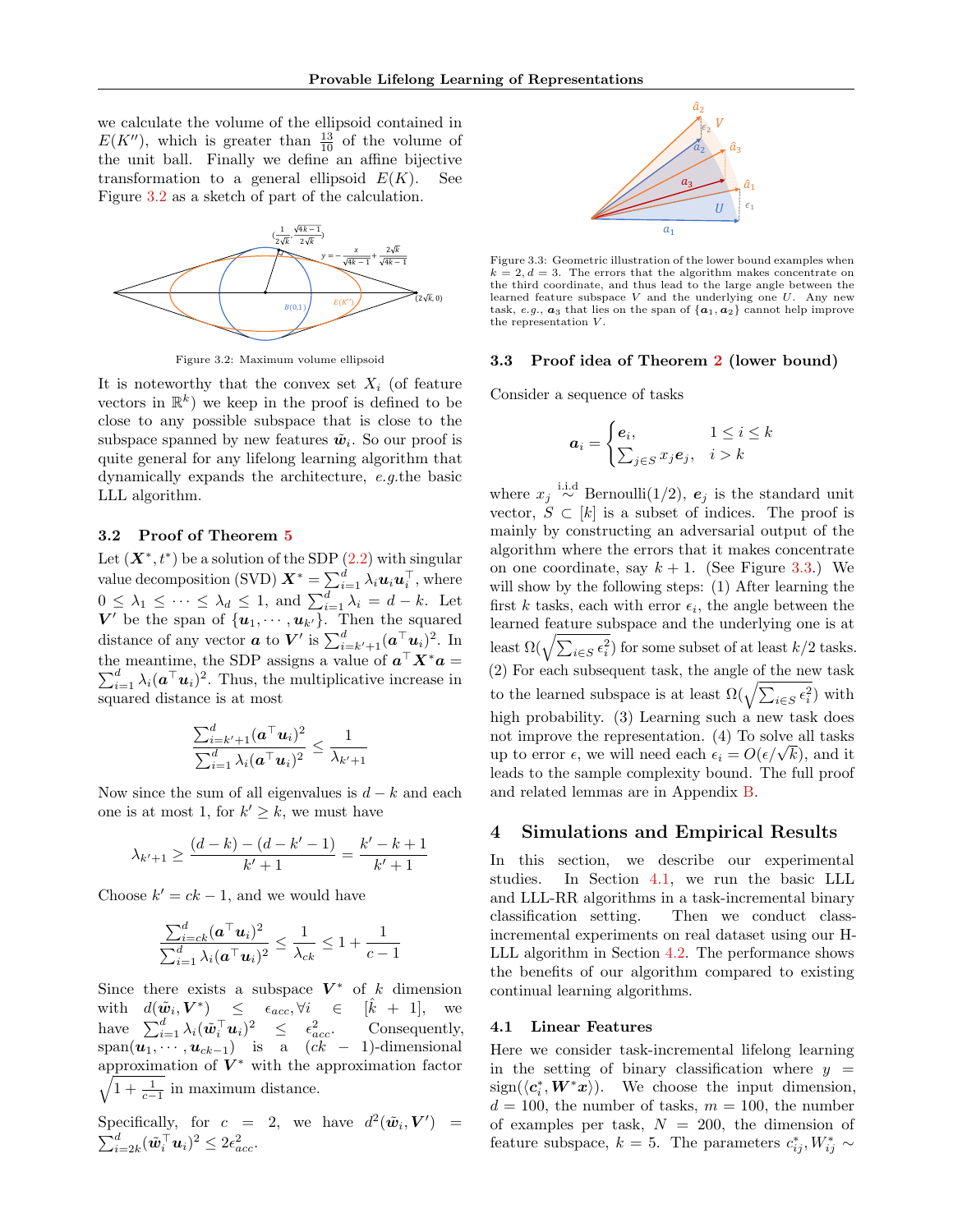we calculate the volume of the ellipsoid contained in $E(K'')$, which is greater than $\frac{13}{10}$ of the volume of the unit ball. Finally we define an affine bijective transformation to a general ellipsoid $E(K)$. See Figure 3.2 as a sketch of part of the calculation.

Figure 3.2: Maximum volume ellipsoid

It is noteworthy that the convex set $X_i$ (of feature vectors in $\mathbb{R}^k$) we keep in the proof is defined to be close to any possible subspace that is close to the subspace spanned by new features $\tilde{\boldsymbol{w}}_i$. So our proof is quite general for any lifelong learning algorithm that dynamically expands the architecture, *e.g.*the basic LLL algorithm.

### 3.2 Proof of Theorem 5

Let $(\boldsymbol{X}^*, t^*)$ be a solution of the SDP (2.2) with singular value decomposition (SVD) $\boldsymbol{X}^* = \sum_{i=1}^d \lambda_i \boldsymbol{u}_i \boldsymbol{u}_i^\top$, where $0 \le \lambda_1 \le \cdots \le \lambda_d \le 1$, and $\sum_{i=1}^d \lambda_i = d - k$. Let $\boldsymbol{V}'$ be the span of $\{\boldsymbol{u}_1, \cdots, \boldsymbol{u}_{k'}\}$. Then the squared distance of any vector $\boldsymbol{a}$ to $\boldsymbol{V}'$ is $\sum_{i=k'+1}^d (\boldsymbol{a}^\top \boldsymbol{u}_i)^2$. In the meantime, the SDP assigns a value of $\boldsymbol{a}^\top \boldsymbol{X}^* \boldsymbol{a} = \sum_{i=1}^d \lambda_i (\boldsymbol{a}^\top \boldsymbol{u}_i)^2$. Thus, the multiplicative increase in squared distance is at most

$$\frac{\sum_{i=k'+1}^d (\boldsymbol{a}^\top \boldsymbol{u}_i)^2}{\sum_{i=1}^d \lambda_i (\boldsymbol{a}^\top \boldsymbol{u}_i)^2} \le \frac{1}{\lambda_{k'+1}}$$

Now since the sum of all eigenvalues is $d-k$ and each one is at most 1, for $k' \ge k$, we must have

$$\lambda_{k'+1} \ge \frac{(d-k) - (d-k'-1)}{k'+1} = \frac{k'-k+1}{k'+1}$$

Choose $k' = ck - 1$, and we would have

$$\frac{\sum_{i=ck}^d (\boldsymbol{a}^\top \boldsymbol{u}_i)^2}{\sum_{i=1}^d \lambda_i (\boldsymbol{a}^\top \boldsymbol{u}_i)^2} \le \frac{1}{\lambda_{ck}} \le 1 + \frac{1}{c-1}$$

Since there exists a subspace $\boldsymbol{V}^*$ of $k$ dimension with $d(\tilde{\boldsymbol{w}}_i, \boldsymbol{V}^*) \le \epsilon_{acc}, \forall i \in [\hat{k}+1]$, we have $\sum_{i=1}^d \lambda_i (\tilde{\boldsymbol{w}}_i^\top \boldsymbol{u}_i)^2 \le \epsilon_{acc}^2$. Consequently, $\mathrm{span}(\boldsymbol{u}_1, \cdots, \boldsymbol{u}_{ck-1})$ is a $(ck-1)$-dimensional approximation of $\boldsymbol{V}^*$ with the approximation factor $\sqrt{1 + \frac{1}{c-1}}$ in maximum distance.

Specifically, for $c = 2$, we have $d^2(\tilde{\boldsymbol{w}}_i, \boldsymbol{V}') = \sum_{i=2k}^d (\tilde{\boldsymbol{w}}_i^\top \boldsymbol{u}_i)^2 \le 2\epsilon_{acc}^2$.

Figure 3.3: Geometric illustration of the lower bound examples when $k = 2, d = 3$. The errors that the algorithm makes concentrate on the third coordinate, and thus lead to the large angle between the learned feature subspace $V$ and the underlying one $U$. Any new task, *e.g.*, $\boldsymbol{a}_3$ that lies on the span of $\{\boldsymbol{a}_1, \boldsymbol{a}_2\}$ cannot help improve the representation $V$.

### 3.3 Proof idea of Theorem 2 (lower bound)

Consider a sequence of tasks

$$\boldsymbol{a}_i = \begin{cases} \boldsymbol{e}_i, & 1 \le i \le k \\ \sum_{j \in S} x_j \boldsymbol{e}_j, & i > k \end{cases}$$

where $x_j \overset{\text{i.i.d}}{\sim} \text{Bernoulli}(1/2)$, $\boldsymbol{e}_j$ is the standard unit vector, $S \subset [k]$ is a subset of indices. The proof is mainly by constructing an adversarial output of the algorithm where the errors that it makes concentrate on one coordinate, say $k+1$. (See Figure 3.3.) We will show by the following steps: (1) After learning the first $k$ tasks, each with error $\epsilon_i$, the angle between the learned feature subspace and the underlying one is at least $\Omega(\sqrt{\sum_{i \in S} \epsilon_i^2})$ for some subset of at least $k/2$ tasks. (2) For each subsequent task, the angle of the new task to the learned subspace is at least $\Omega(\sqrt{\sum_{i \in S} \epsilon_i^2})$ with high probability. (3) Learning such a new task does not improve the representation. (4) To solve all tasks up to error $\epsilon$, we will need each $\epsilon_i = O(\epsilon/\sqrt{k})$, and it leads to the sample complexity bound. The full proof and related lemmas are in Appendix B.

## 4 Simulations and Empirical Results

In this section, we describe our experimental studies. In Section 4.1, we run the basic LLL and LLL-RR algorithms in a task-incremental binary classification setting. Then we conduct class-incremental experiments on real dataset using our H-LLL algorithm in Section 4.2. The performance shows the benefits of our algorithm compared to existing continual learning algorithms.

### 4.1 Linear Features

Here we consider task-incremental lifelong learning in the setting of binary classification where $y = \mathrm{sign}(\langle \boldsymbol{c}_i^*, \boldsymbol{W}^* \boldsymbol{x} \rangle)$. We choose the input dimension, $d = 100$, the number of tasks, $m = 100$, the number of examples per task, $N = 200$, the dimension of feature subspace, $k = 5$. The parameters $c_{ij}^*, W_{ij}^* \sim$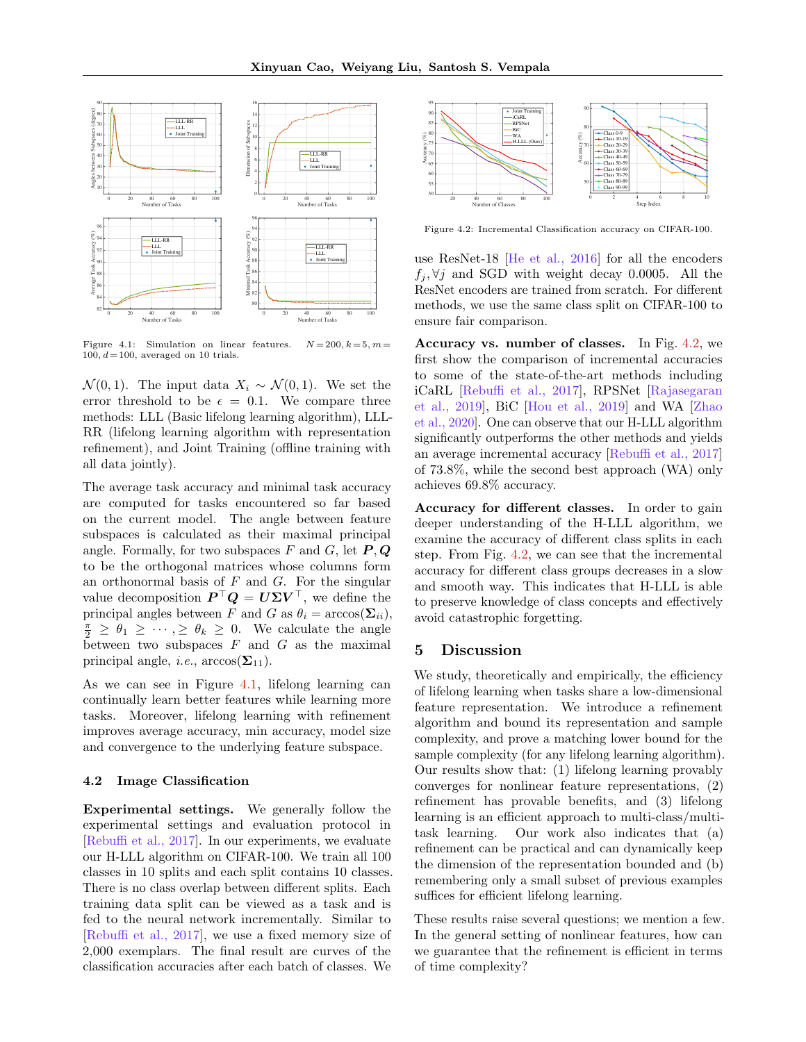Figure 4.1: Simulation on linear features. $N=200, k=5, m=100, d=100$, averaged on 10 trials.

$\mathcal{N}(0,1)$. The input data $X_i \sim \mathcal{N}(0,1)$. We set the error threshold to be $\epsilon = 0.1$. We compare three methods: LLL (Basic lifelong learning algorithm), LLL-RR (lifelong learning algorithm with representation refinement), and Joint Training (offline training with all data jointly).

The average task accuracy and minimal task accuracy are computed for tasks encountered so far based on the current model. The angle between feature subspaces is calculated as their maximal principal angle. Formally, for two subspaces $F$ and $G$, let $\boldsymbol{P}, \boldsymbol{Q}$ to be the orthogonal matrices whose columns form an orthonormal basis of $F$ and $G$. For the singular value decomposition $\boldsymbol{P}^\top \boldsymbol{Q} = \boldsymbol{U}\boldsymbol{\Sigma}\boldsymbol{V}^\top$, we define the principal angles between $F$ and $G$ as $\theta_i = \arccos(\boldsymbol{\Sigma}_{ii})$, $\frac{\pi}{2} \geq \theta_1 \geq \cdots, \geq \theta_k \geq 0$. We calculate the angle between two subspaces $F$ and $G$ as the maximal principal angle, *i.e.*, $\arccos(\boldsymbol{\Sigma}_{11})$.

As we can see in Figure 4.1, lifelong learning can continually learn better features while learning more tasks. Moreover, lifelong learning with refinement improves average accuracy, min accuracy, model size and convergence to the underlying feature subspace.

### 4.2 Image Classification

**Experimental settings.** We generally follow the experimental settings and evaluation protocol in [Rebuffi et al., 2017]. In our experiments, we evaluate our H-LLL algorithm on CIFAR-100. We train all 100 classes in 10 splits and each split contains 10 classes. There is no class overlap between different splits. Each training data split can be viewed as a task and is fed to the neural network incrementally. Similar to [Rebuffi et al., 2017], we use a fixed memory size of 2,000 exemplars. The final result are curves of the classification accuracies after each batch of classes. We use ResNet-18 [He et al., 2016] for all the encoders $f_j, \forall j$ and SGD with weight decay 0.0005. All the ResNet encoders are trained from scratch. For different methods, we use the same class split on CIFAR-100 to ensure fair comparison.

Figure 4.2: Incremental Classification accuracy on CIFAR-100.

**Accuracy vs. number of classes.** In Fig. 4.2, we first show the comparison of incremental accuracies to some of the state-of-the-art methods including iCaRL [Rebuffi et al., 2017], RPSNet [Rajasegaran et al., 2019], BiC [Hou et al., 2019] and WA [Zhao et al., 2020]. One can observe that our H-LLL algorithm significantly outperforms the other methods and yields an average incremental accuracy [Rebuffi et al., 2017] of 73.8%, while the second best approach (WA) only achieves 69.8% accuracy.

**Accuracy for different classes.** In order to gain deeper understanding of the H-LLL algorithm, we examine the accuracy of different class splits in each step. From Fig. 4.2, we can see that the incremental accuracy for different class groups decreases in a slow and smooth way. This indicates that H-LLL is able to preserve knowledge of class concepts and effectively avoid catastrophic forgetting.

## 5 Discussion

We study, theoretically and empirically, the efficiency of lifelong learning when tasks share a low-dimensional feature representation. We introduce a refinement algorithm and bound its representation and sample complexity, and prove a matching lower bound for the sample complexity (for any lifelong learning algorithm). Our results show that: (1) lifelong learning provably converges for nonlinear feature representations, (2) refinement has provable benefits, and (3) lifelong learning is an efficient approach to multi-class/multi-task learning. Our work also indicates that (a) refinement can be practical and can dynamically keep the dimension of the representation bounded and (b) remembering only a small subset of previous examples suffices for efficient lifelong learning.

These results raise several questions; we mention a few. In the general setting of nonlinear features, how can we guarantee that the refinement is efficient in terms of time complexity?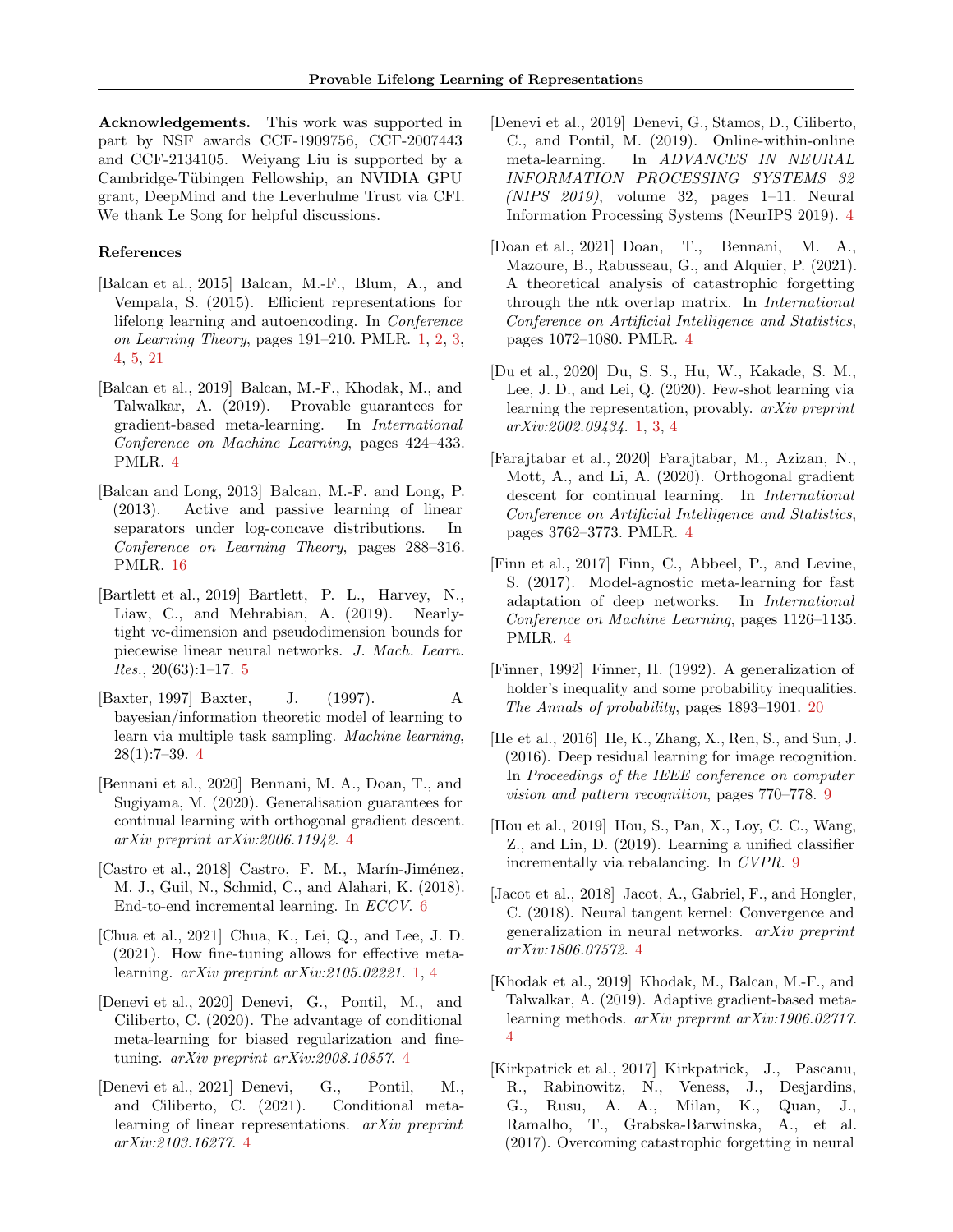**Acknowledgements.** This work was supported in part by NSF awards CCF-1909756, CCF-2007443 and CCF-2134105. Weiyang Liu is supported by a Cambridge-Tübingen Fellowship, an NVIDIA GPU grant, DeepMind and the Leverhulme Trust via CFI. We thank Le Song for helpful discussions.

## References

[Balcan et al., 2015] Balcan, M.-F., Blum, A., and Vempala, S. (2015). Efficient representations for lifelong learning and autoencoding. In *Conference on Learning Theory*, pages 191–210. PMLR. 1, 2, 3, 4, 5, 21

[Balcan et al., 2019] Balcan, M.-F., Khodak, M., and Talwalkar, A. (2019). Provable guarantees for gradient-based meta-learning. In *International Conference on Machine Learning*, pages 424–433. PMLR. 4

[Balcan and Long, 2013] Balcan, M.-F. and Long, P. (2013). Active and passive learning of linear separators under log-concave distributions. In *Conference on Learning Theory*, pages 288–316. PMLR. 16

[Bartlett et al., 2019] Bartlett, P. L., Harvey, N., Liaw, C., and Mehrabian, A. (2019). Nearly-tight vc-dimension and pseudodimension bounds for piecewise linear neural networks. *J. Mach. Learn. Res.*, 20(63):1–17. 5

[Baxter, 1997] Baxter, J. (1997). A bayesian/information theoretic model of learning to learn via multiple task sampling. *Machine learning*, 28(1):7–39. 4

[Bennani et al., 2020] Bennani, M. A., Doan, T., and Sugiyama, M. (2020). Generalisation guarantees for continual learning with orthogonal gradient descent. *arXiv preprint arXiv:2006.11942*. 4

[Castro et al., 2018] Castro, F. M., Marín-Jiménez, M. J., Guil, N., Schmid, C., and Alahari, K. (2018). End-to-end incremental learning. In *ECCV*. 6

[Chua et al., 2021] Chua, K., Lei, Q., and Lee, J. D. (2021). How fine-tuning allows for effective meta-learning. *arXiv preprint arXiv:2105.02221*. 1, 4

[Denevi et al., 2020] Denevi, G., Pontil, M., and Ciliberto, C. (2020). The advantage of conditional meta-learning for biased regularization and fine-tuning. *arXiv preprint arXiv:2008.10857*. 4

[Denevi et al., 2021] Denevi, G., Pontil, M., and Ciliberto, C. (2021). Conditional meta-learning of linear representations. *arXiv preprint arXiv:2103.16277*. 4

[Denevi et al., 2019] Denevi, G., Stamos, D., Ciliberto, C., and Pontil, M. (2019). Online-within-online meta-learning. In *ADVANCES IN NEURAL INFORMATION PROCESSING SYSTEMS 32 (NIPS 2019)*, volume 32, pages 1–11. Neural Information Processing Systems (NeurIPS 2019). 4

[Doan et al., 2021] Doan, T., Bennani, M. A., Mazoure, B., Rabusseau, G., and Alquier, P. (2021). A theoretical analysis of catastrophic forgetting through the ntk overlap matrix. In *International Conference on Artificial Intelligence and Statistics*, pages 1072–1080. PMLR. 4

[Du et al., 2020] Du, S. S., Hu, W., Kakade, S. M., Lee, J. D., and Lei, Q. (2020). Few-shot learning via learning the representation, provably. *arXiv preprint arXiv:2002.09434*. 1, 3, 4

[Farajtabar et al., 2020] Farajtabar, M., Azizan, N., Mott, A., and Li, A. (2020). Orthogonal gradient descent for continual learning. In *International Conference on Artificial Intelligence and Statistics*, pages 3762–3773. PMLR. 4

[Finn et al., 2017] Finn, C., Abbeel, P., and Levine, S. (2017). Model-agnostic meta-learning for fast adaptation of deep networks. In *International Conference on Machine Learning*, pages 1126–1135. PMLR. 4

[Finner, 1992] Finner, H. (1992). A generalization of holder's inequality and some probability inequalities. *The Annals of probability*, pages 1893–1901. 20

[He et al., 2016] He, K., Zhang, X., Ren, S., and Sun, J. (2016). Deep residual learning for image recognition. In *Proceedings of the IEEE conference on computer vision and pattern recognition*, pages 770–778. 9

[Hou et al., 2019] Hou, S., Pan, X., Loy, C. C., Wang, Z., and Lin, D. (2019). Learning a unified classifier incrementally via rebalancing. In *CVPR*. 9

[Jacot et al., 2018] Jacot, A., Gabriel, F., and Hongler, C. (2018). Neural tangent kernel: Convergence and generalization in neural networks. *arXiv preprint arXiv:1806.07572*. 4

[Khodak et al., 2019] Khodak, M., Balcan, M.-F., and Talwalkar, A. (2019). Adaptive gradient-based meta-learning methods. *arXiv preprint arXiv:1906.02717*. 4

[Kirkpatrick et al., 2017] Kirkpatrick, J., Pascanu, R., Rabinowitz, N., Veness, J., Desjardins, G., Rusu, A. A., Milan, K., Quan, J., Ramalho, T., Grabska-Barwinska, A., et al. (2017). Overcoming catastrophic forgetting in neural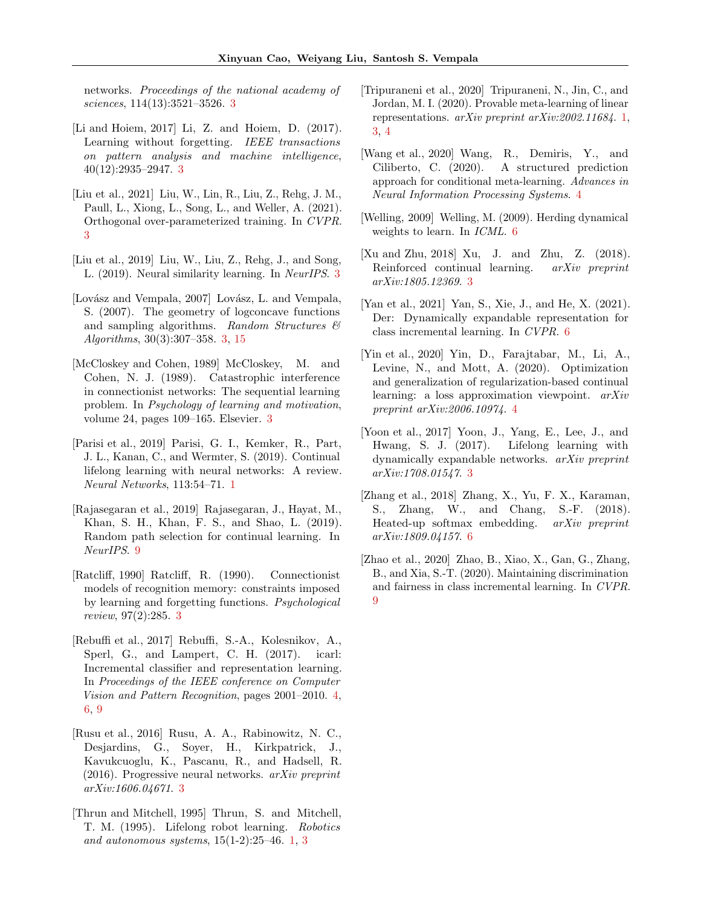networks. *Proceedings of the national academy of sciences*, 114(13):3521–3526. 3

[Li and Hoiem, 2017] Li, Z. and Hoiem, D. (2017). Learning without forgetting. *IEEE transactions on pattern analysis and machine intelligence*, 40(12):2935–2947. 3

[Liu et al., 2021] Liu, W., Lin, R., Liu, Z., Rehg, J. M., Paull, L., Xiong, L., Song, L., and Weller, A. (2021). Orthogonal over-parameterized training. In *CVPR*. 3

[Liu et al., 2019] Liu, W., Liu, Z., Rehg, J., and Song, L. (2019). Neural similarity learning. In *NeurIPS*. 3

[Lovász and Vempala, 2007] Lovász, L. and Vempala, S. (2007). The geometry of logconcave functions and sampling algorithms. *Random Structures & Algorithms*, 30(3):307–358. 3, 15

[McCloskey and Cohen, 1989] McCloskey, M. and Cohen, N. J. (1989). Catastrophic interference in connectionist networks: The sequential learning problem. In *Psychology of learning and motivation*, volume 24, pages 109–165. Elsevier. 3

[Parisi et al., 2019] Parisi, G. I., Kemker, R., Part, J. L., Kanan, C., and Wermter, S. (2019). Continual lifelong learning with neural networks: A review. *Neural Networks*, 113:54–71. 1

[Rajasegaran et al., 2019] Rajasegaran, J., Hayat, M., Khan, S. H., Khan, F. S., and Shao, L. (2019). Random path selection for continual learning. In *NeurIPS*. 9

[Ratcliff, 1990] Ratcliff, R. (1990). Connectionist models of recognition memory: constraints imposed by learning and forgetting functions. *Psychological review*, 97(2):285. 3

[Rebuffi et al., 2017] Rebuffi, S.-A., Kolesnikov, A., Sperl, G., and Lampert, C. H. (2017). icarl: Incremental classifier and representation learning. In *Proceedings of the IEEE conference on Computer Vision and Pattern Recognition*, pages 2001–2010. 4, 6, 9

[Rusu et al., 2016] Rusu, A. A., Rabinowitz, N. C., Desjardins, G., Soyer, H., Kirkpatrick, J., Kavukcuoglu, K., Pascanu, R., and Hadsell, R. (2016). Progressive neural networks. *arXiv preprint arXiv:1606.04671*. 3

[Thrun and Mitchell, 1995] Thrun, S. and Mitchell, T. M. (1995). Lifelong robot learning. *Robotics and autonomous systems*, 15(1-2):25–46. 1, 3

[Tripuraneni et al., 2020] Tripuraneni, N., Jin, C., and Jordan, M. I. (2020). Provable meta-learning of linear representations. *arXiv preprint arXiv:2002.11684*. 1, 3, 4

[Wang et al., 2020] Wang, R., Demiris, Y., and Ciliberto, C. (2020). A structured prediction approach for conditional meta-learning. *Advances in Neural Information Processing Systems*. 4

[Welling, 2009] Welling, M. (2009). Herding dynamical weights to learn. In *ICML*. 6

[Xu and Zhu, 2018] Xu, J. and Zhu, Z. (2018). Reinforced continual learning. *arXiv preprint arXiv:1805.12369*. 3

[Yan et al., 2021] Yan, S., Xie, J., and He, X. (2021). Der: Dynamically expandable representation for class incremental learning. In *CVPR*. 6

[Yin et al., 2020] Yin, D., Farajtabar, M., Li, A., Levine, N., and Mott, A. (2020). Optimization and generalization of regularization-based continual learning: a loss approximation viewpoint. *arXiv preprint arXiv:2006.10974*. 4

[Yoon et al., 2017] Yoon, J., Yang, E., Lee, J., and Hwang, S. J. (2017). Lifelong learning with dynamically expandable networks. *arXiv preprint arXiv:1708.01547*. 3

[Zhang et al., 2018] Zhang, X., Yu, F. X., Karaman, S., Zhang, W., and Chang, S.-F. (2018). Heated-up softmax embedding. *arXiv preprint arXiv:1809.04157*. 6

[Zhao et al., 2020] Zhao, B., Xiao, X., Gan, G., Zhang, B., and Xia, S.-T. (2020). Maintaining discrimination and fairness in class incremental learning. In *CVPR*. 9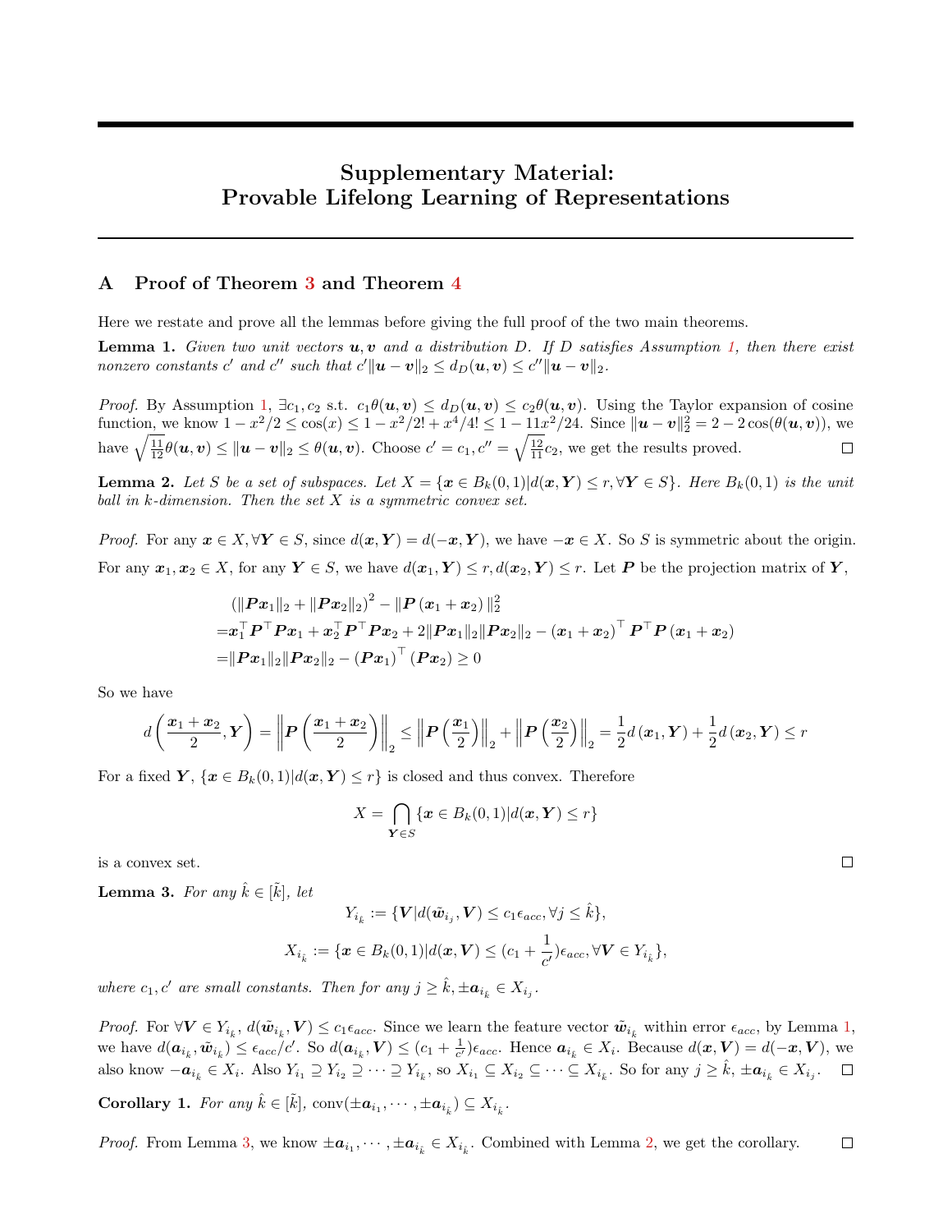# Supplementary Material: Provable Lifelong Learning of Representations

## A Proof of Theorem 3 and Theorem 4

Here we restate and prove all the lemmas before giving the full proof of the two main theorems.

**Lemma 1.** *Given two unit vectors $\boldsymbol{u}, \boldsymbol{v}$ and a distribution $D$. If $D$ satisfies Assumption 1, then there exist nonzero constants $c'$ and $c''$ such that $c'\|\boldsymbol{u}-\boldsymbol{v}\|_2 \le d_D(\boldsymbol{u},\boldsymbol{v}) \le c''\|\boldsymbol{u}-\boldsymbol{v}\|_2$.*

*Proof.* By Assumption 1, $\exists c_1, c_2$ s.t. $c_1\theta(\boldsymbol{u},\boldsymbol{v}) \le d_D(\boldsymbol{u},\boldsymbol{v}) \le c_2\theta(\boldsymbol{u},\boldsymbol{v})$. Using the Taylor expansion of cosine function, we know $1-x^2/2 \le \cos(x) \le 1-x^2/2!+x^4/4! \le 1-11x^2/24$. Since $\|\boldsymbol{u}-\boldsymbol{v}\|_2^2 = 2-2\cos(\theta(\boldsymbol{u},\boldsymbol{v}))$, we have $\sqrt{\frac{11}{12}}\theta(\boldsymbol{u},\boldsymbol{v}) \le \|\boldsymbol{u}-\boldsymbol{v}\|_2 \le \theta(\boldsymbol{u},\boldsymbol{v})$. Choose $c'=c_1, c''=\sqrt{\frac{12}{11}}c_2$, we get the results proved. □

**Lemma 2.** *Let $S$ be a set of subspaces. Let $X=\{\boldsymbol{x}\in B_k(0,1) | d(\boldsymbol{x},\boldsymbol{Y}) \le r, \forall \boldsymbol{Y}\in S\}$. Here $B_k(0,1)$ is the unit ball in $k$-dimension. Then the set $X$ is a symmetric convex set.*

*Proof.* For any $\boldsymbol{x}\in X, \forall \boldsymbol{Y}\in S$, since $d(\boldsymbol{x},\boldsymbol{Y}) = d(-\boldsymbol{x},\boldsymbol{Y})$, we have $-\boldsymbol{x}\in X$. So $S$ is symmetric about the origin.

For any $\boldsymbol{x}_1,\boldsymbol{x}_2\in X$, for any $\boldsymbol{Y}\in S$, we have $d(\boldsymbol{x}_1,\boldsymbol{Y})\le r, d(\boldsymbol{x}_2,\boldsymbol{Y})\le r$. Let $\boldsymbol{P}$ be the projection matrix of $\boldsymbol{Y}$,

$$
\begin{aligned}
&\left(\|\boldsymbol{P}\boldsymbol{x}_1\|_2 + \|\boldsymbol{P}\boldsymbol{x}_2\|_2\right)^2 - \|\boldsymbol{P}\left(\boldsymbol{x}_1+\boldsymbol{x}_2\right)\|_2^2 \\
=&\boldsymbol{x}_1^\top\boldsymbol{P}^\top\boldsymbol{P}\boldsymbol{x}_1 + \boldsymbol{x}_2^\top\boldsymbol{P}^\top\boldsymbol{P}\boldsymbol{x}_2 + 2\|\boldsymbol{P}\boldsymbol{x}_1\|_2\|\boldsymbol{P}\boldsymbol{x}_2\|_2 - \left(\boldsymbol{x}_1+\boldsymbol{x}_2\right)^\top\boldsymbol{P}^\top\boldsymbol{P}\left(\boldsymbol{x}_1+\boldsymbol{x}_2\right) \\
=&\|\boldsymbol{P}\boldsymbol{x}_1\|_2\|\boldsymbol{P}\boldsymbol{x}_2\|_2 - \left(\boldsymbol{P}\boldsymbol{x}_1\right)^\top\left(\boldsymbol{P}\boldsymbol{x}_2\right) \ge 0
\end{aligned}
$$

So we have

$$
d\left(\frac{\boldsymbol{x}_1+\boldsymbol{x}_2}{2},\boldsymbol{Y}\right) = \left\|\boldsymbol{P}\left(\frac{\boldsymbol{x}_1+\boldsymbol{x}_2}{2}\right)\right\|_2 \le \left\|\boldsymbol{P}\left(\frac{\boldsymbol{x}_1}{2}\right)\right\|_2 + \left\|\boldsymbol{P}\left(\frac{\boldsymbol{x}_2}{2}\right)\right\|_2 = \frac{1}{2}d\left(\boldsymbol{x}_1,\boldsymbol{Y}\right) + \frac{1}{2}d\left(\boldsymbol{x}_2,\boldsymbol{Y}\right) \le r
$$

For a fixed $\boldsymbol{Y}$, $\{\boldsymbol{x}\in B_k(0,1) | d(\boldsymbol{x},\boldsymbol{Y})\le r\}$ is closed and thus convex. Therefore

$$
X = \bigcap_{\boldsymbol{Y}\in S}\{\boldsymbol{x}\in B_k(0,1) | d(\boldsymbol{x},\boldsymbol{Y})\le r\}
$$

is a convex set. □

**Lemma 3.** *For any $\hat{k}\in[\tilde{k}]$, let*

$$
Y_{i_{\hat{k}}} := \{\boldsymbol{V} | d(\tilde{\boldsymbol{w}}_{i_j},\boldsymbol{V}) \le c_1\epsilon_{acc}, \forall j\le\hat{k}\},
$$

$$
X_{i_{\hat{k}}} := \{\boldsymbol{x}\in B_k(0,1) | d(\boldsymbol{x},\boldsymbol{V}) \le (c_1+\frac{1}{c'})\epsilon_{acc}, \forall \boldsymbol{V}\in Y_{i_{\hat{k}}}\},
$$

*where $c_1, c'$ are small constants. Then for any $j\ge\hat{k}$, $\pm\boldsymbol{a}_{i_{\hat{k}}}\in X_{i_j}$.*

*Proof.* For $\forall \boldsymbol{V}\in Y_{i_{\hat{k}}}$, $d(\tilde{\boldsymbol{w}}_{i_{\hat{k}}},\boldsymbol{V})\le c_1\epsilon_{acc}$. Since we learn the feature vector $\tilde{\boldsymbol{w}}_{i_{\hat{k}}}$ within error $\epsilon_{acc}$, by Lemma 1, we have $d(\boldsymbol{a}_{i_{\hat{k}}},\tilde{\boldsymbol{w}}_{i_{\hat{k}}})\le\epsilon_{acc}/c'$. So $d(\boldsymbol{a}_{i_{\hat{k}}},\boldsymbol{V})\le(c_1+\frac{1}{c'})\epsilon_{acc}$. Hence $\boldsymbol{a}_{i_{\hat{k}}}\in X_i$. Because $d(\boldsymbol{x},\boldsymbol{V}) = d(-\boldsymbol{x},\boldsymbol{V})$, we also know $-\boldsymbol{a}_{i_{\hat{k}}}\in X_i$. Also $Y_{i_1}\supseteq Y_{i_2}\supseteq\cdots\supseteq Y_{i_{\hat{k}}}$, so $X_{i_1}\subseteq X_{i_2}\subseteq\cdots\subseteq X_{i_{\hat{k}}}$. So for any $j\ge\hat{k}$, $\pm\boldsymbol{a}_{i_{\hat{k}}}\in X_{i_j}$. □

**Corollary 1.** *For any $\hat{k}\in[\tilde{k}]$, $\mathrm{conv}(\pm\boldsymbol{a}_{i_1},\cdots,\pm\boldsymbol{a}_{i_{\hat{k}}})\subseteq X_{i_{\hat{k}}}$.*

*Proof.* From Lemma 3, we know $\pm\boldsymbol{a}_{i_1},\cdots,\pm\boldsymbol{a}_{i_{\hat{k}}}\in X_{i_{\hat{k}}}$. Combined with Lemma 2, we get the corollary. □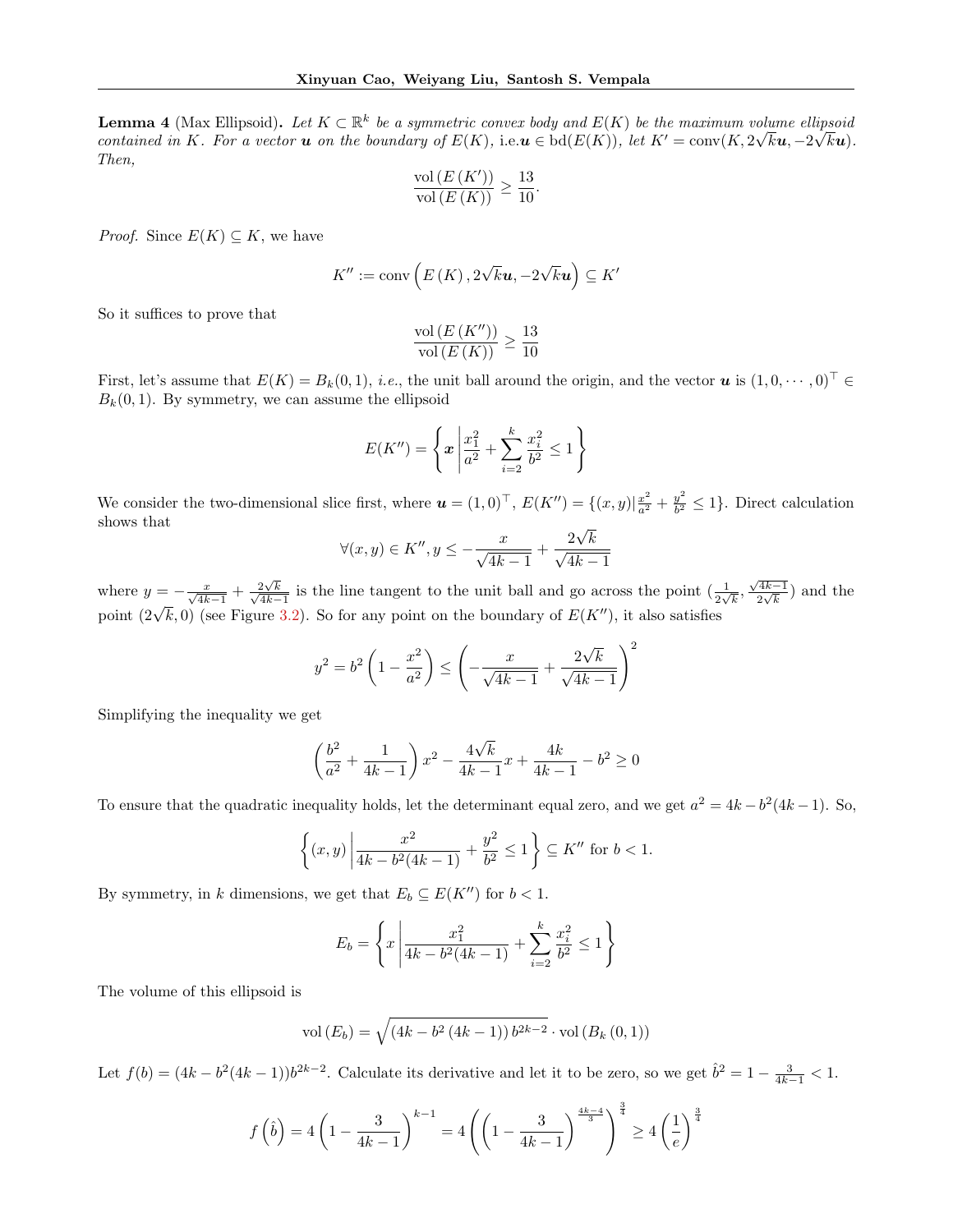**Lemma 4** (Max Ellipsoid)**.** *Let $K \subset \mathbb{R}^k$ be a symmetric convex body and $E(K)$ be the maximum volume ellipsoid contained in $K$. For a vector $\boldsymbol{u}$ on the boundary of $E(K)$,* i.e.*$\boldsymbol{u} \in \operatorname{bd}(E(K))$, let $K' = \operatorname{conv}(K, 2\sqrt{k}\boldsymbol{u}, -2\sqrt{k}\boldsymbol{u})$. Then,*

$$\frac{\operatorname{vol}(E(K'))}{\operatorname{vol}(E(K))} \geq \frac{13}{10}.$$

*Proof.* Since $E(K) \subseteq K$, we have

$$K'' := \operatorname{conv}\left(E(K), 2\sqrt{k}\boldsymbol{u}, -2\sqrt{k}\boldsymbol{u}\right) \subseteq K'$$

So it suffices to prove that

$$\frac{\operatorname{vol}(E(K''))}{\operatorname{vol}(E(K))} \geq \frac{13}{10}$$

First, let's assume that $E(K) = B_k(0,1)$, *i.e.*, the unit ball around the origin, and the vector $\boldsymbol{u}$ is $(1, 0, \cdots, 0)^\top \in B_k(0,1)$. By symmetry, we can assume the ellipsoid

$$E(K'') = \left\{ \boldsymbol{x} \left| \frac{x_1^2}{a^2} + \sum_{i=2}^{k} \frac{x_i^2}{b^2} \leq 1 \right. \right\}$$

We consider the two-dimensional slice first, where $\boldsymbol{u} = (1,0)^\top$, $E(K'') = \{(x,y) | \frac{x^2}{a^2} + \frac{y^2}{b^2} \leq 1\}$. Direct calculation shows that

$$\forall (x,y) \in K'', y \leq -\frac{x}{\sqrt{4k-1}} + \frac{2\sqrt{k}}{\sqrt{4k-1}}$$

where $y = -\frac{x}{\sqrt{4k-1}} + \frac{2\sqrt{k}}{\sqrt{4k-1}}$ is the line tangent to the unit ball and go across the point $(\frac{1}{2\sqrt{k}}, \frac{\sqrt{4k-1}}{2\sqrt{k}})$ and the point $(2\sqrt{k}, 0)$ (see Figure 3.2). So for any point on the boundary of $E(K'')$, it also satisfies

$$y^2 = b^2\left(1 - \frac{x^2}{a^2}\right) \leq \left(-\frac{x}{\sqrt{4k-1}} + \frac{2\sqrt{k}}{\sqrt{4k-1}}\right)^2$$

Simplifying the inequality we get

$$\left(\frac{b^2}{a^2} + \frac{1}{4k-1}\right)x^2 - \frac{4\sqrt{k}}{4k-1}x + \frac{4k}{4k-1} - b^2 \geq 0$$

To ensure that the quadratic inequality holds, let the determinant equal zero, and we get $a^2 = 4k - b^2(4k-1)$. So,

$$\left\{(x,y) \left| \frac{x^2}{4k - b^2(4k-1)} + \frac{y^2}{b^2} \leq 1 \right. \right\} \subseteq K'' \text{ for } b < 1.$$

By symmetry, in $k$ dimensions, we get that $E_b \subseteq E(K'')$ for $b < 1$.

$$E_b = \left\{ x \left| \frac{x_1^2}{4k - b^2(4k-1)} + \sum_{i=2}^{k} \frac{x_i^2}{b^2} \leq 1 \right. \right\}$$

The volume of this ellipsoid is

$$\operatorname{vol}(E_b) = \sqrt{(4k - b^2(4k-1))\, b^{2k-2}} \cdot \operatorname{vol}(B_k(0,1))$$

Let $f(b) = (4k - b^2(4k-1))b^{2k-2}$. Calculate its derivative and let it to be zero, so we get $\hat{b}^2 = 1 - \frac{3}{4k-1} < 1$.

$$f\left(\hat{b}\right) = 4\left(1 - \frac{3}{4k-1}\right)^{k-1} = 4\left(\left(1 - \frac{3}{4k-1}\right)^{\frac{4k-4}{3}}\right)^{\frac{3}{4}} \geq 4\left(\frac{1}{e}\right)^{\frac{3}{4}}$$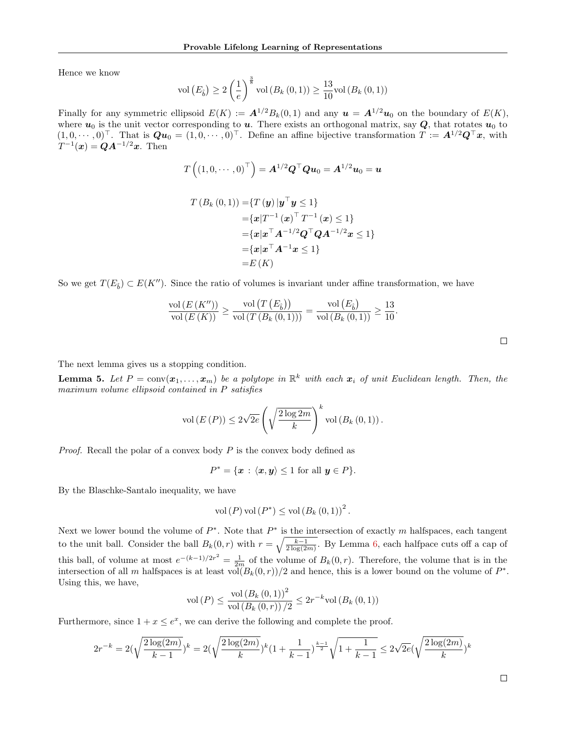Hence we know

$$\mathrm{vol}\left(E_{\hat{b}}\right) \geq 2\left(\frac{1}{e}\right)^{\frac{3}{8}} \mathrm{vol}\left(B_k\left(0,1\right)\right) \geq \frac{13}{10}\mathrm{vol}\left(B_k\left(0,1\right)\right)$$

Finally for any symmetric ellipsoid $E(K) := \boldsymbol{A}^{1/2}B_k(0,1)$ and any $\boldsymbol{u} = \boldsymbol{A}^{1/2}\boldsymbol{u}_0$ on the boundary of $E(K)$, where $\boldsymbol{u}_0$ is the unit vector corresponding to $\boldsymbol{u}$. There exists an orthogonal matrix, say $\boldsymbol{Q}$, that rotates $\boldsymbol{u}_0$ to $(1,0,\cdots,0)^\top$. That is $\boldsymbol{Q}\boldsymbol{u}_0 = (1,0,\cdots,0)^\top$. Define an affine bijective transformation $T := \boldsymbol{A}^{1/2}\boldsymbol{Q}^\top\boldsymbol{x}$, with $T^{-1}(\boldsymbol{x}) = \boldsymbol{Q}\boldsymbol{A}^{-1/2}\boldsymbol{x}$. Then

$$T\left((1,0,\cdots,0)^\top\right) = \boldsymbol{A}^{1/2}\boldsymbol{Q}^\top\boldsymbol{Q}\boldsymbol{u}_0 = \boldsymbol{A}^{1/2}\boldsymbol{u}_0 = \boldsymbol{u}$$

$$\begin{aligned}
T\left(B_k\left(0,1\right)\right) =& \{T\left(\boldsymbol{y}\right) | \boldsymbol{y}^\top\boldsymbol{y} \leq 1\} \\
=& \{\boldsymbol{x} | T^{-1}\left(\boldsymbol{x}\right)^\top T^{-1}\left(\boldsymbol{x}\right) \leq 1\} \\
=& \{\boldsymbol{x} | \boldsymbol{x}^\top\boldsymbol{A}^{-1/2}\boldsymbol{Q}^\top\boldsymbol{Q}\boldsymbol{A}^{-1/2}\boldsymbol{x} \leq 1\} \\
=& \{\boldsymbol{x} | \boldsymbol{x}^\top\boldsymbol{A}^{-1}\boldsymbol{x} \leq 1\} \\
=& E\left(K\right)
\end{aligned}$$

So we get $T(E_{\hat{b}}) \subset E(K'')$. Since the ratio of volumes is invariant under affine transformation, we have

$$\frac{\mathrm{vol}\left(E\left(K''\right)\right)}{\mathrm{vol}\left(E\left(K\right)\right)} \geq \frac{\mathrm{vol}\left(T\left(E_{\hat{b}}\right)\right)}{\mathrm{vol}\left(T\left(B_k\left(0,1\right)\right)\right)} = \frac{\mathrm{vol}\left(E_{\hat{b}}\right)}{\mathrm{vol}\left(B_k\left(0,1\right)\right)} \geq \frac{13}{10}.$$

□

The next lemma gives us a stopping condition.

**Lemma 5.** *Let $P = \mathrm{conv}(\boldsymbol{x}_1,\ldots,\boldsymbol{x}_m)$ be a polytope in $\mathbb{R}^k$ with each $\boldsymbol{x}_i$ of unit Euclidean length. Then, the maximum volume ellipsoid contained in $P$ satisfies*

$$\mathrm{vol}\left(E\left(P\right)\right) \leq 2\sqrt{2e}\left(\sqrt{\frac{2\log 2m}{k}}\right)^k \mathrm{vol}\left(B_k\left(0,1\right)\right).$$

*Proof.* Recall the polar of a convex body $P$ is the convex body defined as

$$P^* = \{\boldsymbol{x} : \langle\boldsymbol{x},\boldsymbol{y}\rangle \leq 1 \text{ for all } \boldsymbol{y} \in P\}.$$

By the Blaschke-Santalo inequality, we have

$$\mathrm{vol}\left(P\right)\mathrm{vol}\left(P^*\right) \leq \mathrm{vol}\left(B_k\left(0,1\right)\right)^2.$$

Next we lower bound the volume of $P^*$. Note that $P^*$ is the intersection of exactly $m$ halfspaces, each tangent to the unit ball. Consider the ball $B_k(0,r)$ with $r = \sqrt{\frac{k-1}{2\log(2m)}}$. By Lemma 6, each halfpace cuts off a cap of this ball, of volume at most $e^{-(k-1)/2r^2} = \frac{1}{2m}$ of the volume of $B_k(0,r)$. Therefore, the volume that is in the intersection of all $m$ halfspaces is at least $\mathrm{vol}(B_k(0,r))/2$ and hence, this is a lower bound on the volume of $P^*$. Using this, we have,

$$\mathrm{vol}\left(P\right) \leq \frac{\mathrm{vol}\left(B_k\left(0,1\right)\right)^2}{\mathrm{vol}\left(B_k\left(0,r\right)\right)/2} \leq 2r^{-k}\mathrm{vol}\left(B_k\left(0,1\right)\right)$$

Furthermore, since $1+x \leq e^x$, we can derive the following and complete the proof.

$$2r^{-k} = 2\left(\sqrt{\frac{2\log(2m)}{k-1}}\right)^k = 2\left(\sqrt{\frac{2\log(2m)}{k}}\right)^k\left(1+\frac{1}{k-1}\right)^{\frac{k-1}{2}}\sqrt{1+\frac{1}{k-1}} \leq 2\sqrt{2e}\left(\sqrt{\frac{2\log(2m)}{k}}\right)^k$$

□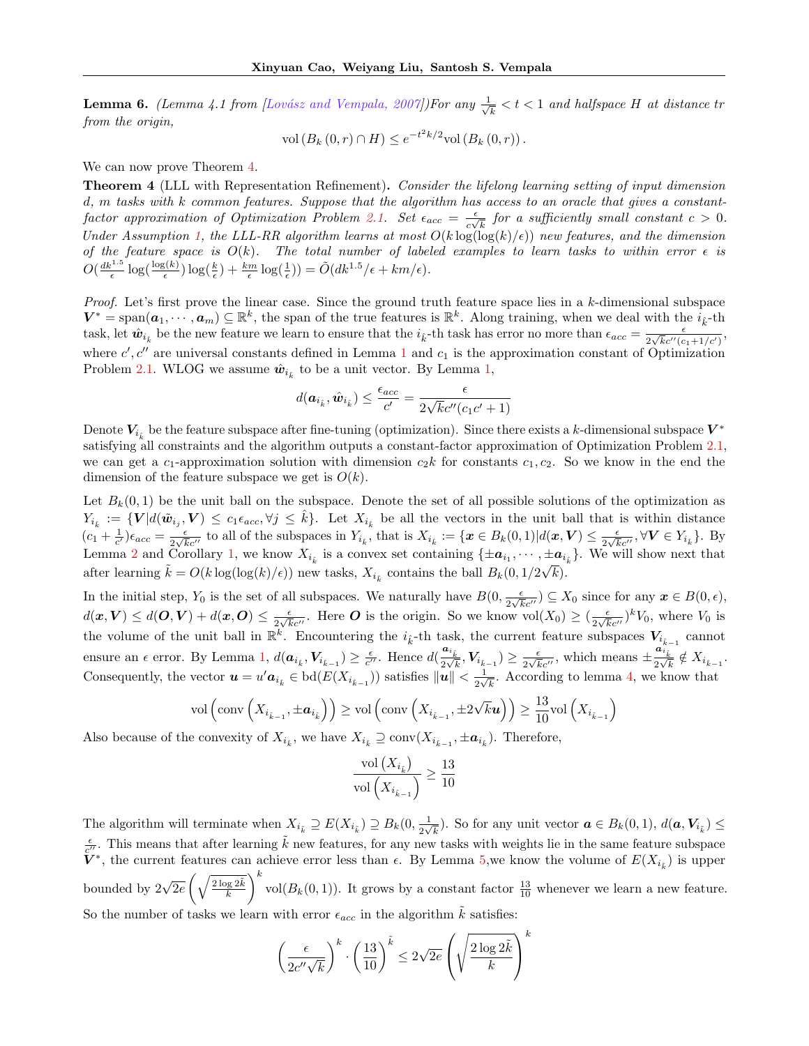**Lemma 6.** *(Lemma 4.1 from [Lovász and Vempala, 2007])For any $\frac{1}{\sqrt{k}} < t < 1$ and halfspace $H$ at distance $tr$ from the origin,*

$$\mathrm{vol}\left(B_k\left(0, r\right) \cap H\right) \leq e^{-t^2 k/2} \mathrm{vol}\left(B_k\left(0, r\right)\right).$$

We can now prove Theorem 4.

**Theorem 4** (LLL with Representation Refinement)**.** *Consider the lifelong learning setting of input dimension $d$, $m$ tasks with $k$ common features. Suppose that the algorithm has access to an oracle that gives a constant-factor approximation of Optimization Problem 2.1. Set $\epsilon_{acc} = \frac{\epsilon}{c\sqrt{k}}$ for a sufficiently small constant $c > 0$. Under Assumption 1, the LLL-RR algorithm learns at most $O(k \log(\log(k)/\epsilon))$ new features, and the dimension of the feature space is $O(k)$. The total number of labeled examples to learn tasks to within error $\epsilon$ is $O(\frac{dk^{1.5}}{\epsilon} \log(\frac{\log(k)}{\epsilon}) \log(\frac{k}{\epsilon}) + \frac{km}{\epsilon} \log(\frac{1}{\epsilon})) = \tilde{O}(dk^{1.5}/\epsilon + km/\epsilon)$.*

*Proof.* Let's first prove the linear case. Since the ground truth feature space lies in a $k$-dimensional subspace $\boldsymbol{V}^* = \mathrm{span}(\boldsymbol{a}_1, \cdots, \boldsymbol{a}_m) \subseteq \mathbb{R}^k$, the span of the true features is $\mathbb{R}^k$. Along training, when we deal with the $i_{\hat{k}}$-th task, let $\hat{\boldsymbol{w}}_{i_{\hat{k}}}$ be the new feature we learn to ensure that the $i_{\hat{k}}$-th task has error no more than $\epsilon_{acc} = \frac{\epsilon}{2\sqrt{k}c''(c_1 + 1/c')}$, where $c', c''$ are universal constants defined in Lemma 1 and $c_1$ is the approximation constant of Optimization Problem 2.1. WLOG we assume $\hat{\boldsymbol{w}}_{i_{\hat{k}}}$ to be a unit vector. By Lemma 1,

$$d(\boldsymbol{a}_{i_{\hat{k}}}, \hat{\boldsymbol{w}}_{i_{\hat{k}}}) \leq \frac{\epsilon_{acc}}{c'} = \frac{\epsilon}{2\sqrt{k}c''(c_1 c' + 1)}$$

Denote $\boldsymbol{V}_{i_{\hat{k}}}$ be the feature subspace after fine-tuning (optimization). Since there exists a $k$-dimensional subspace $\boldsymbol{V}^*$ satisfying all constraints and the algorithm outputs a constant-factor approximation of Optimization Problem 2.1, we can get a $c_1$-approximation solution with dimension $c_2 k$ for constants $c_1, c_2$. So we know in the end the dimension of the feature subspace we get is $O(k)$.

Let $B_k(0, 1)$ be the unit ball on the subspace. Denote the set of all possible solutions of the optimization as $Y_{i_{\hat{k}}} := \{\boldsymbol{V} | d(\tilde{\boldsymbol{w}}_{i_j}, \boldsymbol{V}) \leq c_1 \epsilon_{acc}, \forall j \leq \hat{k}\}$. Let $X_{i_{\hat{k}}}$ be all the vectors in the unit ball that is within distance $(c_1 + \frac{1}{c'})\epsilon_{acc} = \frac{\epsilon}{2\sqrt{k}c''}$ to all of the subspaces in $Y_{i_{\hat{k}}}$, that is $X_{i_{\hat{k}}} := \{\boldsymbol{x} \in B_k(0, 1) | d(\boldsymbol{x}, \boldsymbol{V}) \leq \frac{\epsilon}{2\sqrt{k}c''}, \forall \boldsymbol{V} \in Y_{i_{\hat{k}}}\}$. By Lemma 2 and Corollary 1, we know $X_{i_{\hat{k}}}$ is a convex set containing $\{\pm\boldsymbol{a}_{i_1}, \cdots, \pm\boldsymbol{a}_{i_{\hat{k}}}\}$. We will show next that after learning $\tilde{k} = O(k \log(\log(k)/\epsilon))$ new tasks, $X_{i_{\hat{k}}}$ contains the ball $B_k(0, 1/2\sqrt{k})$.

In the initial step, $Y_0$ is the set of all subspaces. We naturally have $B(0, \frac{\epsilon}{2\sqrt{k}c''}) \subseteq X_0$ since for any $\boldsymbol{x} \in B(0, \epsilon)$, $d(\boldsymbol{x}, \boldsymbol{V}) \leq d(\boldsymbol{O}, \boldsymbol{V}) + d(\boldsymbol{x}, \boldsymbol{O}) \leq \frac{\epsilon}{2\sqrt{k}c''}$. Here $\boldsymbol{O}$ is the origin. So we know $\mathrm{vol}(X_0) \geq (\frac{\epsilon}{2\sqrt{k}c''})^k V_0$, where $V_0$ is the volume of the unit ball in $\mathbb{R}^k$. Encountering the $i_{\hat{k}}$-th task, the current feature subspaces $\boldsymbol{V}_{i_{\hat{k}-1}}$ cannot ensure an $\epsilon$ error. By Lemma 1, $d(\boldsymbol{a}_{i_{\hat{k}}}, \boldsymbol{V}_{i_{\hat{k}-1}}) \geq \frac{\epsilon}{c''}$. Hence $d(\frac{\boldsymbol{a}_{i_{\hat{k}}}}{2\sqrt{k}}, \boldsymbol{V}_{i_{\hat{k}-1}}) \geq \frac{\epsilon}{2\sqrt{k}c''}$, which means $\pm\frac{\boldsymbol{a}_{i_{\hat{k}}}}{2\sqrt{k}} \notin X_{i_{\hat{k}-1}}$. Consequently, the vector $\boldsymbol{u} = u'\boldsymbol{a}_{i_{\hat{k}}} \in \mathrm{bd}(E(X_{i_{\hat{k}-1}}))$ satisfies $\|\boldsymbol{u}\| < \frac{1}{2\sqrt{k}}$. According to lemma 4, we know that

$$\mathrm{vol}\left(\mathrm{conv}\left(X_{i_{\hat{k}-1}}, \pm\boldsymbol{a}_{i_{\hat{k}}}\right)\right) \geq \mathrm{vol}\left(\mathrm{conv}\left(X_{i_{\hat{k}-1}}, \pm 2\sqrt{k}\boldsymbol{u}\right)\right) \geq \frac{13}{10}\mathrm{vol}\left(X_{i_{\hat{k}-1}}\right)$$

Also because of the convexity of $X_{i_{\hat{k}}}$, we have $X_{i_{\hat{k}}} \supseteq \mathrm{conv}(X_{i_{\hat{k}-1}}, \pm\boldsymbol{a}_{i_{\hat{k}}})$. Therefore,

$$\frac{\mathrm{vol}\left(X_{i_{\hat{k}}}\right)}{\mathrm{vol}\left(X_{i_{\hat{k}-1}}\right)} \geq \frac{13}{10}$$

The algorithm will terminate when $X_{i_{\tilde{k}}} \supseteq E(X_{i_{\tilde{k}}}) \supseteq B_k(0, \frac{1}{2\sqrt{k}})$. So for any unit vector $\boldsymbol{a} \in B_k(0, 1)$, $d(\boldsymbol{a}, \boldsymbol{V}_{i_{\tilde{k}}}) \leq \frac{\epsilon}{c''}$. This means that after learning $\tilde{k}$ new features, for any new tasks with weights lie in the same feature subspace $\boldsymbol{V}^*$, the current features can achieve error less than $\epsilon$. By Lemma 5,we know the volume of $E(X_{i_{\hat{k}}})$ is upper bounded by $2\sqrt{2e}\left(\sqrt{\frac{2\log 2\tilde{k}}{k}}\right)^k \mathrm{vol}(B_k(0, 1))$. It grows by a constant factor $\frac{13}{10}$ whenever we learn a new feature. So the number of tasks we learn with error $\epsilon_{acc}$ in the algorithm $\tilde{k}$ satisfies:

$$\left(\frac{\epsilon}{2c''\sqrt{k}}\right)^k \cdot \left(\frac{13}{10}\right)^{\tilde{k}} \leq 2\sqrt{2e}\left(\sqrt{\frac{2\log 2\tilde{k}}{k}}\right)^k$$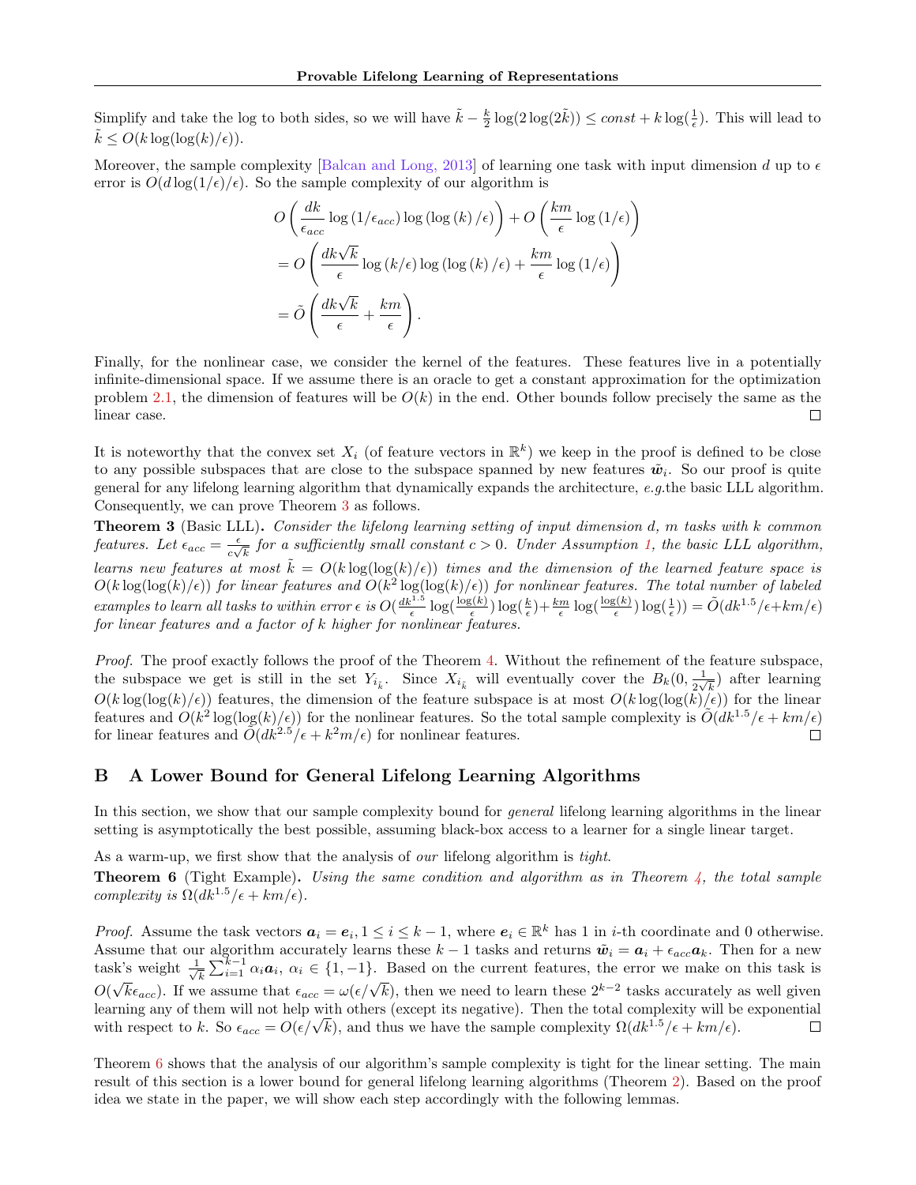Simplify and take the log to both sides, so we will have $\tilde{k} - \frac{k}{2}\log(2\log(2\tilde{k})) \leq const + k\log(\frac{1}{\epsilon})$. This will lead to $\tilde{k} \leq O(k\log(\log(k)/\epsilon))$.

Moreover, the sample complexity [Balcan and Long, 2013] of learning one task with input dimension $d$ up to $\epsilon$ error is $O(d\log(1/\epsilon)/\epsilon)$. So the sample complexity of our algorithm is

$$
\begin{aligned}
& O\left(\frac{dk}{\epsilon_{acc}}\log\left(1/\epsilon_{acc}\right)\log\left(\log\left(k\right)/\epsilon\right)\right) + O\left(\frac{km}{\epsilon}\log\left(1/\epsilon\right)\right) \\
&= O\left(\frac{dk\sqrt{k}}{\epsilon}\log\left(k/\epsilon\right)\log\left(\log\left(k\right)/\epsilon\right) + \frac{km}{\epsilon}\log\left(1/\epsilon\right)\right) \\
&= \tilde{O}\left(\frac{dk\sqrt{k}}{\epsilon} + \frac{km}{\epsilon}\right).
\end{aligned}
$$

Finally, for the nonlinear case, we consider the kernel of the features. These features live in a potentially infinite-dimensional space. If we assume there is an oracle to get a constant approximation for the optimization problem 2.1, the dimension of features will be $O(k)$ in the end. Other bounds follow precisely the same as the linear case. ∎

It is noteworthy that the convex set $X_i$ (of feature vectors in $\mathbb{R}^k$) we keep in the proof is defined to be close to any possible subspaces that are close to the subspace spanned by new features $\tilde{\boldsymbol{w}}_i$. So our proof is quite general for any lifelong learning algorithm that dynamically expands the architecture, *e.g.*the basic LLL algorithm. Consequently, we can prove Theorem 3 as follows.

**Theorem 3** (Basic LLL)**.** *Consider the lifelong learning setting of input dimension d, m tasks with k common features. Let $\epsilon_{acc} = \frac{\epsilon}{c\sqrt{k}}$ for a sufficiently small constant $c > 0$. Under Assumption 1, the basic LLL algorithm, learns new features at most $\tilde{k} = O(k\log(\log(k)/\epsilon))$ times and the dimension of the learned feature space is $O(k\log(\log(k)/\epsilon))$ for linear features and $O(k^2\log(\log(k)/\epsilon))$ for nonlinear features. The total number of labeled examples to learn all tasks to within error $\epsilon$ is $O(\frac{dk^{1.5}}{\epsilon}\log(\frac{\log(k)}{\epsilon})\log(\frac{k}{\epsilon}) + \frac{km}{\epsilon}\log(\frac{\log(k)}{\epsilon})\log(\frac{1}{\epsilon})) = \tilde{O}(dk^{1.5}/\epsilon + km/\epsilon)$ for linear features and a factor of k higher for nonlinear features.*

*Proof.* The proof exactly follows the proof of the Theorem 4. Without the refinement of the feature subspace, the subspace we get is still in the set $Y_{i_{\tilde{k}}}$. Since $X_{i_{\tilde{k}}}$ will eventually cover the $B_k(0, \frac{1}{2\sqrt{k}})$ after learning $O(k\log(\log(k)/\epsilon))$ features, the dimension of the feature subspace is at most $O(k\log(\log(k)/\epsilon))$ for the linear features and $O(k^2\log(\log(k)/\epsilon))$ for the nonlinear features. So the total sample complexity is $\tilde{O}(dk^{1.5}/\epsilon + km/\epsilon)$ for linear features and $\tilde{O}(dk^{2.5}/\epsilon + k^2m/\epsilon)$ for nonlinear features. ∎

## B A Lower Bound for General Lifelong Learning Algorithms

In this section, we show that our sample complexity bound for *general* lifelong learning algorithms in the linear setting is asymptotically the best possible, assuming black-box access to a learner for a single linear target.

As a warm-up, we first show that the analysis of *our* lifelong algorithm is *tight*.

**Theorem 6** (Tight Example)**.** *Using the same condition and algorithm as in Theorem 4, the total sample complexity is $\Omega(dk^{1.5}/\epsilon + km/\epsilon)$.*

*Proof.* Assume the task vectors $\boldsymbol{a}_i = \boldsymbol{e}_i, 1 \leq i \leq k-1$, where $\boldsymbol{e}_i \in \mathbb{R}^k$ has 1 in $i$-th coordinate and 0 otherwise. Assume that our algorithm accurately learns these $k-1$ tasks and returns $\tilde{\boldsymbol{w}}_i = \boldsymbol{a}_i + \epsilon_{acc}\boldsymbol{a}_k$. Then for a new task's weight $\frac{1}{\sqrt{k}}\sum_{i=1}^{k-1}\alpha_i\boldsymbol{a}_i,\ \alpha_i \in \{1, -1\}$. Based on the current features, the error we make on this task is $O(\sqrt{k}\epsilon_{acc})$. If we assume that $\epsilon_{acc} = \omega(\epsilon/\sqrt{k})$, then we need to learn these $2^{k-2}$ tasks accurately as well given learning any of them will not help with others (except its negative). Then the total complexity will be exponential with respect to $k$. So $\epsilon_{acc} = O(\epsilon/\sqrt{k})$, and thus we have the sample complexity $\Omega(dk^{1.5}/\epsilon + km/\epsilon)$. ∎

Theorem 6 shows that the analysis of our algorithm's sample complexity is tight for the linear setting. The main result of this section is a lower bound for general lifelong learning algorithms (Theorem 2). Based on the proof idea we state in the paper, we will show each step accordingly with the following lemmas.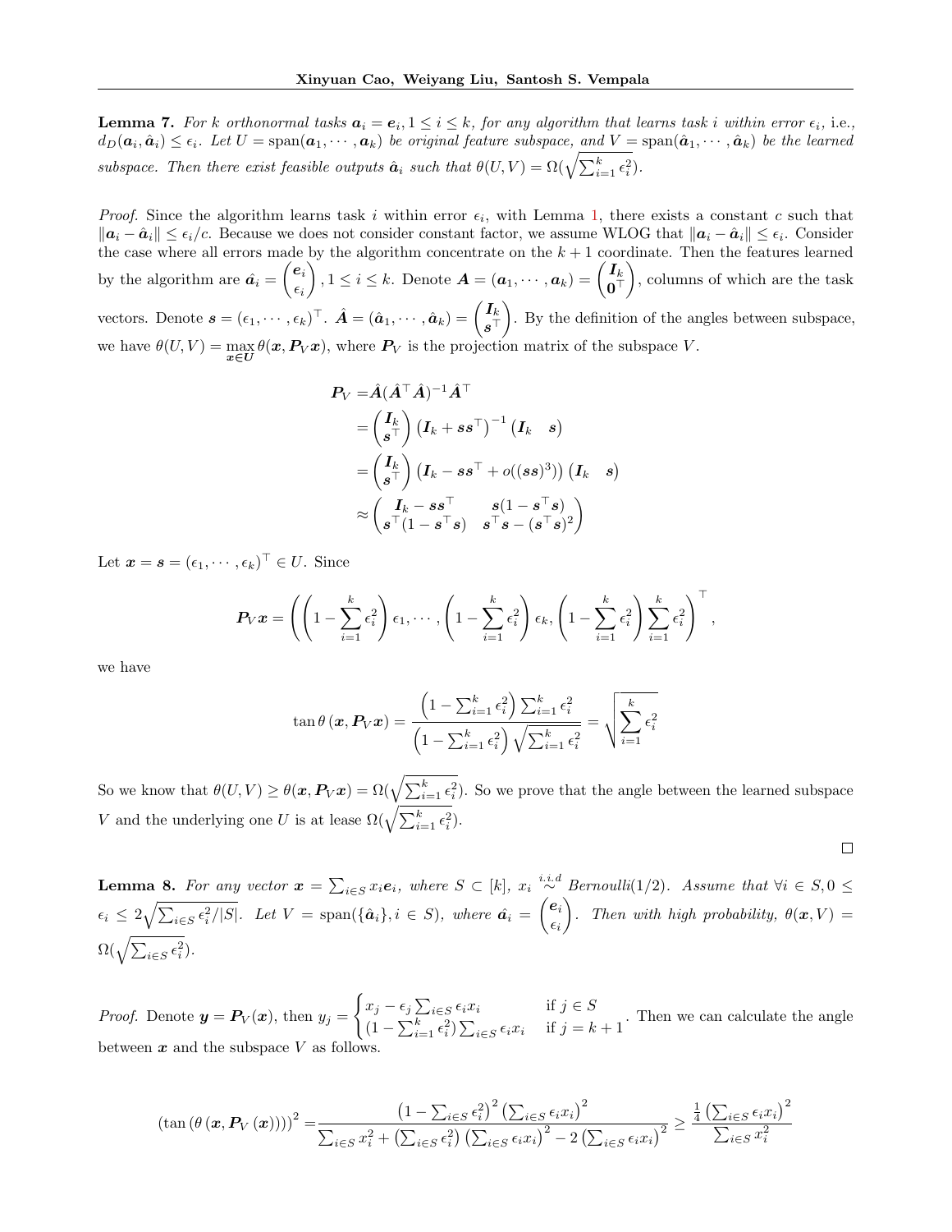**Lemma 7.** *For $k$ orthonormal tasks $\boldsymbol{a}_i = \boldsymbol{e}_i, 1 \le i \le k$, for any algorithm that learns task $i$ within error $\epsilon_i$,* i.e., *$d_D(\boldsymbol{a}_i, \hat{\boldsymbol{a}}_i) \le \epsilon_i$. Let $U = \operatorname{span}(\boldsymbol{a}_1, \cdots, \boldsymbol{a}_k)$ be original feature subspace, and $V = \operatorname{span}(\hat{\boldsymbol{a}}_1, \cdots, \hat{\boldsymbol{a}}_k)$ be the learned subspace. Then there exist feasible outputs $\hat{\boldsymbol{a}}_i$ such that $\theta(U, V) = \Omega(\sqrt{\sum_{i=1}^k \epsilon_i^2})$.*

*Proof.* Since the algorithm learns task $i$ within error $\epsilon_i$, with Lemma 1, there exists a constant $c$ such that $\|\boldsymbol{a}_i - \hat{\boldsymbol{a}}_i\| \le \epsilon_i / c$. Because we does not consider constant factor, we assume WLOG that $\|\boldsymbol{a}_i - \hat{\boldsymbol{a}}_i\| \le \epsilon_i$. Consider the case where all errors made by the algorithm concentrate on the $k+1$ coordinate. Then the features learned by the algorithm are $\hat{\boldsymbol{a}}_i = \begin{pmatrix} \boldsymbol{e}_i \\ \epsilon_i \end{pmatrix}, 1 \le i \le k$. Denote $\boldsymbol{A} = (\boldsymbol{a}_1, \cdots, \boldsymbol{a}_k) = \begin{pmatrix} \boldsymbol{I}_k \\ \boldsymbol{0}^\top \end{pmatrix}$, columns of which are the task vectors. Denote $\boldsymbol{s} = (\epsilon_1, \cdots, \epsilon_k)^\top$. $\hat{\boldsymbol{A}} = (\hat{\boldsymbol{a}}_1, \cdots, \hat{\boldsymbol{a}}_k) = \begin{pmatrix} \boldsymbol{I}_k \\ \boldsymbol{s}^\top \end{pmatrix}$. By the definition of the angles between subspace, we have $\theta(U, V) = \max_{\boldsymbol{x} \in \boldsymbol{U}} \theta(\boldsymbol{x}, \boldsymbol{P}_V \boldsymbol{x})$, where $\boldsymbol{P}_V$ is the projection matrix of the subspace $V$.

$$
\begin{aligned}
\boldsymbol{P}_V &= \hat{\boldsymbol{A}}(\hat{\boldsymbol{A}}^\top \hat{\boldsymbol{A}})^{-1} \hat{\boldsymbol{A}}^\top \\
&= \begin{pmatrix} \boldsymbol{I}_k \\ \boldsymbol{s}^\top \end{pmatrix} \left(\boldsymbol{I}_k + \boldsymbol{s}\boldsymbol{s}^\top\right)^{-1} \begin{pmatrix} \boldsymbol{I}_k & \boldsymbol{s} \end{pmatrix} \\
&= \begin{pmatrix} \boldsymbol{I}_k \\ \boldsymbol{s}^\top \end{pmatrix} \left(\boldsymbol{I}_k - \boldsymbol{s}\boldsymbol{s}^\top + o((\boldsymbol{s}\boldsymbol{s})^3)\right) \begin{pmatrix} \boldsymbol{I}_k & \boldsymbol{s} \end{pmatrix} \\
&\approx \begin{pmatrix} \boldsymbol{I}_k - \boldsymbol{s}\boldsymbol{s}^\top & \boldsymbol{s}(1 - \boldsymbol{s}^\top \boldsymbol{s}) \\ \boldsymbol{s}^\top (1 - \boldsymbol{s}^\top \boldsymbol{s}) & \boldsymbol{s}^\top \boldsymbol{s} - (\boldsymbol{s}^\top \boldsymbol{s})^2 \end{pmatrix}
\end{aligned}
$$

Let $\boldsymbol{x} = \boldsymbol{s} = (\epsilon_1, \cdots, \epsilon_k)^\top \in U$. Since

$$
\boldsymbol{P}_V \boldsymbol{x} = \left( \left(1 - \sum_{i=1}^k \epsilon_i^2\right) \epsilon_1, \cdots, \left(1 - \sum_{i=1}^k \epsilon_i^2\right) \epsilon_k, \left(1 - \sum_{i=1}^k \epsilon_i^2\right) \sum_{i=1}^k \epsilon_i^2 \right)^\top,
$$

we have

$$
\tan \theta\left(\boldsymbol{x}, \boldsymbol{P}_V \boldsymbol{x}\right) = \frac{\left(1 - \sum_{i=1}^k \epsilon_i^2\right) \sum_{i=1}^k \epsilon_i^2}{\left(1 - \sum_{i=1}^k \epsilon_i^2\right) \sqrt{\sum_{i=1}^k \epsilon_i^2}} = \sqrt{\sum_{i=1}^k \epsilon_i^2}
$$

So we know that $\theta(U, V) \ge \theta(\boldsymbol{x}, \boldsymbol{P}_V \boldsymbol{x}) = \Omega(\sqrt{\sum_{i=1}^k \epsilon_i^2})$. So we prove that the angle between the learned subspace $V$ and the underlying one $U$ is at lease $\Omega(\sqrt{\sum_{i=1}^k \epsilon_i^2})$.

∎

**Lemma 8.** *For any vector $\boldsymbol{x} = \sum_{i \in S} x_i \boldsymbol{e}_i$, where $S \subset [k]$, $x_i \overset{i.i.d}{\sim}$ Bernoulli$(1/2)$. Assume that $\forall i \in S, 0 \le \epsilon_i \le 2\sqrt{\sum_{i \in S} \epsilon_i^2 / |S|}$. Let $V = \operatorname{span}(\{\hat{\boldsymbol{a}}_i\}, i \in S)$, where $\hat{\boldsymbol{a}}_i = \begin{pmatrix} \boldsymbol{e}_i \\ \epsilon_i \end{pmatrix}$. Then with high probability, $\theta(\boldsymbol{x}, V) = \Omega(\sqrt{\sum_{i \in S} \epsilon_i^2})$.*

*Proof.* Denote $\boldsymbol{y} = \boldsymbol{P}_V(\boldsymbol{x})$, then $y_j = \begin{cases} x_j - \epsilon_j \sum_{i \in S} \epsilon_i x_i & \text{if } j \in S \\ (1 - \sum_{i=1}^k \epsilon_i^2) \sum_{i \in S} \epsilon_i x_i & \text{if } j = k+1 \end{cases}$. Then we can calculate the angle between $\boldsymbol{x}$ and the subspace $V$ as follows.

$$
\left(\tan\left(\theta\left(\boldsymbol{x}, \boldsymbol{P}_V\left(\boldsymbol{x}\right)\right)\right)\right)^2 = \frac{\left(1 - \sum_{i \in S} \epsilon_i^2\right)^2 \left(\sum_{i \in S} \epsilon_i x_i\right)^2}{\sum_{i \in S} x_i^2 + \left(\sum_{i \in S} \epsilon_i^2\right) \left(\sum_{i \in S} \epsilon_i x_i\right)^2 - 2\left(\sum_{i \in S} \epsilon_i x_i\right)^2} \ge \frac{\frac{1}{4}\left(\sum_{i \in S} \epsilon_i x_i\right)^2}{\sum_{i \in S} x_i^2}
$$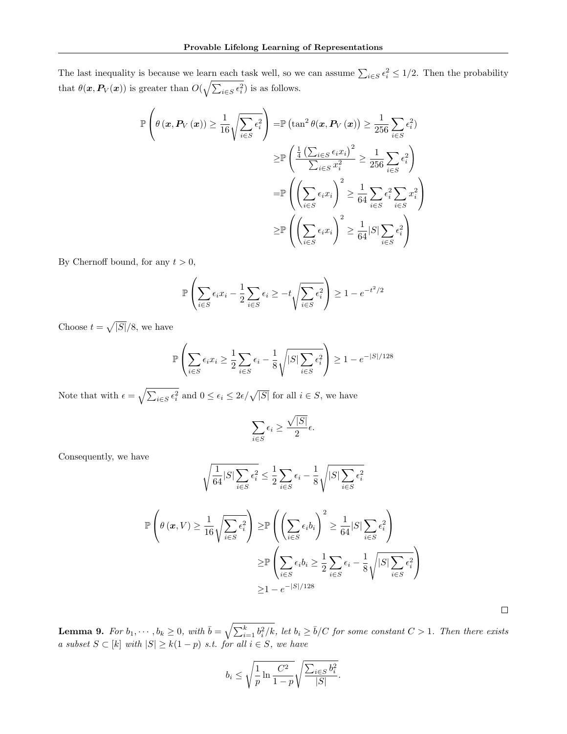The last inequality is because we learn each task well, so we can assume $\sum_{i\in S}\epsilon_i^2 \le 1/2$. Then the probability that $\theta(\boldsymbol{x}, \boldsymbol{P}_V(\boldsymbol{x}))$ is greater than $O(\sqrt{\sum_{i\in S}\epsilon_i^2})$ is as follows.

$$
\begin{aligned}
\mathbb{P}\left(\theta\left(\boldsymbol{x}, \boldsymbol{P}_V\left(\boldsymbol{x}\right)\right) \ge \frac{1}{16}\sqrt{\sum_{i\in S}\epsilon_i^2}\right) =& \mathbb{P}\left(\tan^2\theta(\boldsymbol{x}, \boldsymbol{P}_V\left(\boldsymbol{x}\right)) \ge \frac{1}{256}\sum_{i\in S}\epsilon_i^2\right) \\
\ge& \mathbb{P}\left(\frac{\frac{1}{4}\left(\sum_{i\in S}\epsilon_i x_i\right)^2}{\sum_{i\in S}x_i^2} \ge \frac{1}{256}\sum_{i\in S}\epsilon_i^2\right) \\
=& \mathbb{P}\left(\left(\sum_{i\in S}\epsilon_i x_i\right)^2 \ge \frac{1}{64}\sum_{i\in S}\epsilon_i^2\sum_{i\in S}x_i^2\right) \\
\ge& \mathbb{P}\left(\left(\sum_{i\in S}\epsilon_i x_i\right)^2 \ge \frac{1}{64}|S|\sum_{i\in S}\epsilon_i^2\right)
\end{aligned}
$$

By Chernoff bound, for any $t > 0$,

$$
\mathbb{P}\left(\sum_{i\in S}\epsilon_i x_i - \frac{1}{2}\sum_{i\in S}\epsilon_i \ge -t\sqrt{\sum_{i\in S}\epsilon_i^2}\right) \ge 1 - e^{-t^2/2}
$$

Choose $t = \sqrt{|S|}/8$, we have

$$
\mathbb{P}\left(\sum_{i\in S}\epsilon_i x_i \ge \frac{1}{2}\sum_{i\in S}\epsilon_i - \frac{1}{8}\sqrt{|S|\sum_{i\in S}\epsilon_i^2}\right) \ge 1 - e^{-|S|/128}
$$

Note that with $\epsilon = \sqrt{\sum_{i\in S}\epsilon_i^2}$ and $0 \le \epsilon_i \le 2\epsilon/\sqrt{|S|}$ for all $i \in S$, we have

$$
\sum_{i\in S}\epsilon_i \ge \frac{\sqrt{|S|}}{2}\epsilon.
$$

Consequently, we have

$$
\sqrt{\frac{1}{64}|S|\sum_{i\in S}\epsilon_i^2} \le \frac{1}{2}\sum_{i\in S}\epsilon_i - \frac{1}{8}\sqrt{|S|\sum_{i\in S}\epsilon_i^2}
$$

$$
\begin{aligned}
\mathbb{P}\left(\theta\left(\boldsymbol{x}, V\right) \ge \frac{1}{16}\sqrt{\sum_{i\in S}\epsilon_i^2}\right) \ge& \mathbb{P}\left(\left(\sum_{i\in S}\epsilon_i b_i\right)^2 \ge \frac{1}{64}|S|\sum_{i\in S}\epsilon_i^2\right) \\
\ge& \mathbb{P}\left(\sum_{i\in S}\epsilon_i b_i \ge \frac{1}{2}\sum_{i\in S}\epsilon_i - \frac{1}{8}\sqrt{|S|\sum_{i\in S}\epsilon_i^2}\right) \\
\ge& 1 - e^{-|S|/128}
\end{aligned}
$$

□

**Lemma 9.** *For $b_1, \cdots, b_k \ge 0$, with $\bar{b} = \sqrt{\sum_{i=1}^k b_i^2/k}$, let $b_i \ge \bar{b}/C$ for some constant $C > 1$. Then there exists a subset $S \subset [k]$ with $|S| \ge k(1-p)$ s.t. for all $i \in S$, we have*

$$
b_i \le \sqrt{\frac{1}{p}\ln\frac{C^2}{1-p}}\sqrt{\frac{\sum_{i\in S}b_i^2}{|S|}}.
$$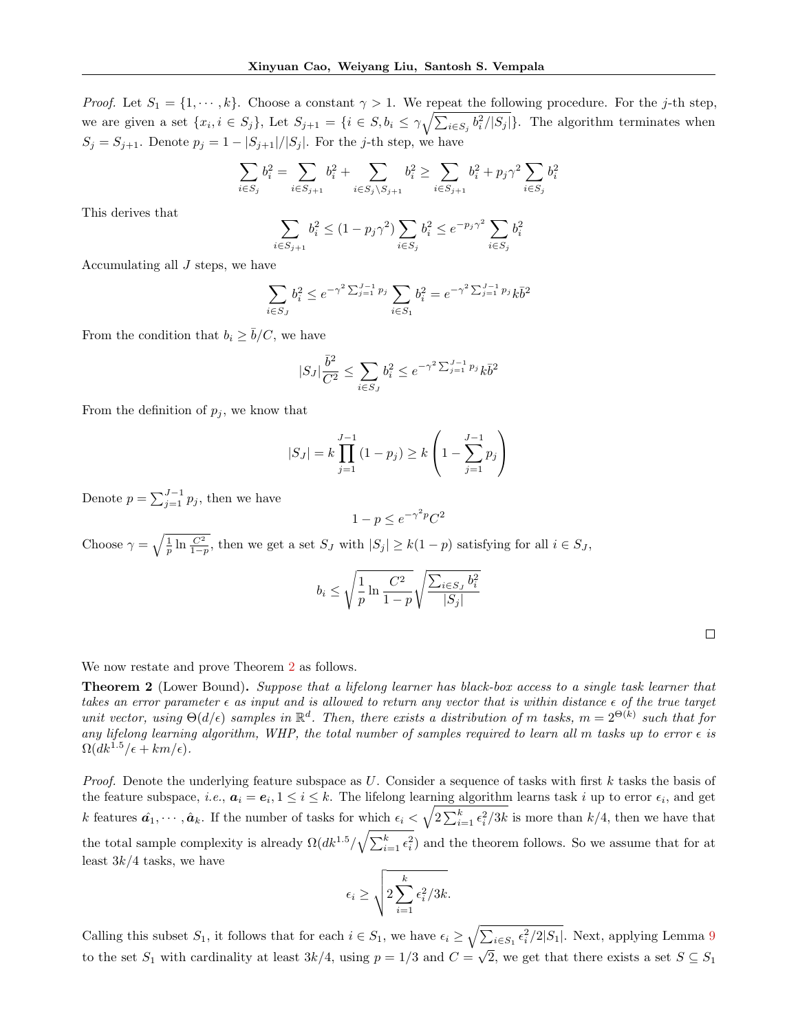*Proof.* Let $S_1 = \{1, \cdots, k\}$. Choose a constant $\gamma > 1$. We repeat the following procedure. For the $j$-th step, we are given a set $\{x_i, i \in S_j\}$, Let $S_{j+1} = \{i \in S, b_i \leq \gamma\sqrt{\sum_{i \in S_j} b_i^2/|S_j|}\}$. The algorithm terminates when $S_j = S_{j+1}$. Denote $p_j = 1 - |S_{j+1}|/|S_j|$. For the $j$-th step, we have

$$\sum_{i \in S_j} b_i^2 = \sum_{i \in S_{j+1}} b_i^2 + \sum_{i \in S_j \setminus S_{j+1}} b_i^2 \geq \sum_{i \in S_{j+1}} b_i^2 + p_j \gamma^2 \sum_{i \in S_j} b_i^2$$

This derives that

$$\sum_{i \in S_{j+1}} b_i^2 \leq (1 - p_j\gamma^2) \sum_{i \in S_j} b_i^2 \leq e^{-p_j\gamma^2} \sum_{i \in S_j} b_i^2$$

Accumulating all $J$ steps, we have

$$\sum_{i \in S_J} b_i^2 \leq e^{-\gamma^2 \sum_{j=1}^{J-1} p_j} \sum_{i \in S_1} b_i^2 = e^{-\gamma^2 \sum_{j=1}^{J-1} p_j} k\bar{b}^2$$

From the condition that $b_i \geq \bar{b}/C$, we have

$$|S_J|\frac{\bar{b}^2}{C^2} \leq \sum_{i \in S_J} b_i^2 \leq e^{-\gamma^2 \sum_{j=1}^{J-1} p_j} k\bar{b}^2$$

From the definition of $p_j$, we know that

$$|S_J| = k \prod_{j=1}^{J-1} (1 - p_j) \geq k \left(1 - \sum_{j=1}^{J-1} p_j\right)$$

Denote $p = \sum_{j=1}^{J-1} p_j$, then we have

$$1 - p \leq e^{-\gamma^2 p} C^2$$

Choose $\gamma = \sqrt{\frac{1}{p} \ln \frac{C^2}{1-p}}$, then we get a set $S_J$ with $|S_J| \geq k(1-p)$ satisfying for all $i \in S_J$,

$$b_i \leq \sqrt{\frac{1}{p} \ln \frac{C^2}{1-p}} \sqrt{\frac{\sum_{i \in S_J} b_i^2}{|S_j|}}$$

□

We now restate and prove Theorem 2 as follows.

**Theorem 2** (Lower Bound). *Suppose that a lifelong learner has black-box access to a single task learner that takes an error parameter $\epsilon$ as input and is allowed to return any vector that is within distance $\epsilon$ of the true target unit vector, using $\Theta(d/\epsilon)$ samples in $\mathbb{R}^d$. Then, there exists a distribution of $m$ tasks, $m = 2^{\Theta(k)}$ such that for any lifelong learning algorithm, WHP, the total number of samples required to learn all $m$ tasks up to error $\epsilon$ is $\Omega(dk^{1.5}/\epsilon + km/\epsilon)$.*

*Proof.* Denote the underlying feature subspace as $U$. Consider a sequence of tasks with first $k$ tasks the basis of the feature subspace, *i.e.*, $\boldsymbol{a}_i = \boldsymbol{e}_i, 1 \leq i \leq k$. The lifelong learning algorithm learns task $i$ up to error $\epsilon_i$, and get $k$ features $\hat{\boldsymbol{a}}_1, \cdots, \hat{\boldsymbol{a}}_k$. If the number of tasks for which $\epsilon_i < \sqrt{2\sum_{i=1}^k \epsilon_i^2/3k}$ is more than $k/4$, then we have that the total sample complexity is already $\Omega(dk^{1.5}/\sqrt{\sum_{i=1}^k \epsilon_i^2})$ and the theorem follows. So we assume that for at least $3k/4$ tasks, we have

$$\epsilon_i \geq \sqrt{2\sum_{i=1}^k \epsilon_i^2/3k}.$$

Calling this subset $S_1$, it follows that for each $i \in S_1$, we have $\epsilon_i \geq \sqrt{\sum_{i \in S_1} \epsilon_i^2/2|S_1|}$. Next, applying Lemma 9 to the set $S_1$ with cardinality at least $3k/4$, using $p = 1/3$ and $C = \sqrt{2}$, we get that there exists a set $S \subseteq S_1$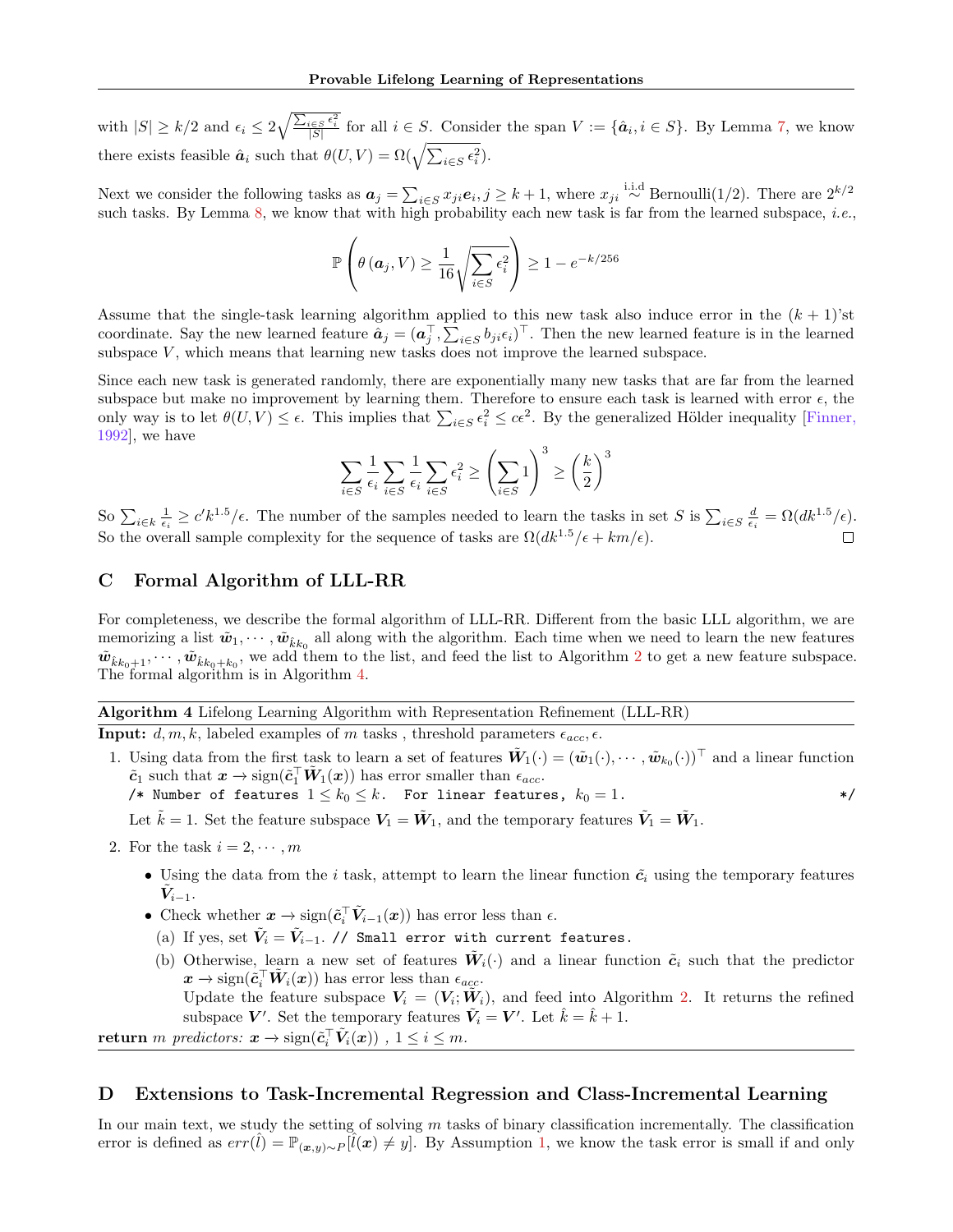with $|S| \geq k/2$ and $\epsilon_i \leq 2\sqrt{\frac{\sum_{i\in S}\epsilon_i^2}{|S|}}$ for all $i \in S$. Consider the span $V := \{\hat{\boldsymbol{a}}_i, i \in S\}$. By Lemma 7, we know there exists feasible $\hat{\boldsymbol{a}}_i$ such that $\theta(U, V) = \Omega(\sqrt{\sum_{i\in S}\epsilon_i^2})$.

Next we consider the following tasks as $\boldsymbol{a}_j = \sum_{i\in S} x_{ji}\boldsymbol{e}_i, j \geq k+1$, where $x_{ji} \overset{\text{i.i.d}}{\sim} \text{Bernoulli}(1/2)$. There are $2^{k/2}$ such tasks. By Lemma 8, we know that with high probability each new task is far from the learned subspace, *i.e.*,

$$\mathbb{P}\left(\theta\left(\boldsymbol{a}_j, V\right) \geq \frac{1}{16}\sqrt{\sum_{i\in S}\epsilon_i^2}\right) \geq 1 - e^{-k/256}$$

Assume that the single-task learning algorithm applied to this new task also induce error in the $(k+1)$'st coordinate. Say the new learned feature $\hat{\boldsymbol{a}}_j = (\boldsymbol{a}_j^\top, \sum_{i\in S} b_{ji}\epsilon_i)^\top$. Then the new learned feature is in the learned subspace $V$, which means that learning new tasks does not improve the learned subspace.

Since each new task is generated randomly, there are exponentially many new tasks that are far from the learned subspace but make no improvement by learning them. Therefore to ensure each task is learned with error $\epsilon$, the only way is to let $\theta(U, V) \leq \epsilon$. This implies that $\sum_{i\in S}\epsilon_i^2 \leq c\epsilon^2$. By the generalized Hölder inequality [Finner, 1992], we have

$$\sum_{i\in S}\frac{1}{\epsilon_i}\sum_{i\in S}\frac{1}{\epsilon_i}\sum_{i\in S}\epsilon_i^2 \geq \left(\sum_{i\in S}1\right)^3 \geq \left(\frac{k}{2}\right)^3$$

So $\sum_{i\in k}\frac{1}{\epsilon_i} \geq c'k^{1.5}/\epsilon$. The number of the samples needed to learn the tasks in set $S$ is $\sum_{i\in S}\frac{d}{\epsilon_i} = \Omega(dk^{1.5}/\epsilon)$. So the overall sample complexity for the sequence of tasks are $\Omega(dk^{1.5}/\epsilon + km/\epsilon)$. □

## C Formal Algorithm of LLL-RR

For completeness, we describe the formal algorithm of LLL-RR. Different from the basic LLL algorithm, we are memorizing a list $\tilde{\boldsymbol{w}}_1, \cdots, \tilde{\boldsymbol{w}}_{\hat{k}k_0}$ all along with the algorithm. Each time when we need to learn the new features $\tilde{\boldsymbol{w}}_{\hat{k}k_0+1}, \cdots, \tilde{\boldsymbol{w}}_{\hat{k}k_0+k_0}$, we add them to the list, and feed the list to Algorithm 2 to get a new feature subspace. The formal algorithm is in Algorithm 4.

**Algorithm 4** Lifelong Learning Algorithm with Representation Refinement (LLL-RR)

**Input:** $d, m, k$, labeled examples of $m$ tasks , threshold parameters $\epsilon_{acc}, \epsilon$.

1. Using data from the first task to learn a set of features $\tilde{\boldsymbol{W}}_1(\cdot) = (\tilde{\boldsymbol{w}}_1(\cdot), \cdots, \tilde{\boldsymbol{w}}_{k_0}(\cdot))^\top$ and a linear function $\tilde{\boldsymbol{c}}_1$ such that $\boldsymbol{x} \to \text{sign}(\tilde{\boldsymbol{c}}_1^\top\tilde{\boldsymbol{W}}_1(\boldsymbol{x}))$ has error smaller than $\epsilon_{acc}$.
   `/* Number of features` $1 \leq k_0 \leq k$. `For linear features,` $k_0 = 1$. `*/`
   Let $\tilde{k} = 1$. Set the feature subspace $\boldsymbol{V}_1 = \tilde{\boldsymbol{W}}_1$, and the temporary features $\tilde{\boldsymbol{V}}_1 = \tilde{\boldsymbol{W}}_1$.
2. For the task $i = 2, \cdots, m$
   - Using the data from the $i$ task, attempt to learn the linear function $\tilde{\boldsymbol{c}}_i$ using the temporary features $\tilde{\boldsymbol{V}}_{i-1}$.
   - Check whether $\boldsymbol{x} \to \text{sign}(\tilde{\boldsymbol{c}}_i^\top\tilde{\boldsymbol{V}}_{i-1}(\boldsymbol{x}))$ has error less than $\epsilon$.
     (a) If yes, set $\tilde{\boldsymbol{V}}_i = \tilde{\boldsymbol{V}}_{i-1}$. `// Small error with current features.`
     (b) Otherwise, learn a new set of features $\tilde{\boldsymbol{W}}_i(\cdot)$ and a linear function $\tilde{\boldsymbol{c}}_i$ such that the predictor $\boldsymbol{x} \to \text{sign}(\tilde{\boldsymbol{c}}_i^\top\tilde{\boldsymbol{W}}_i(\boldsymbol{x}))$ has error less than $\epsilon_{acc}$.
     Update the feature subspace $\boldsymbol{V}_i = (\boldsymbol{V}_i; \tilde{\boldsymbol{W}}_i)$, and feed into Algorithm 2. It returns the refined subspace $\boldsymbol{V}'$. Set the temporary features $\tilde{\boldsymbol{V}}_i = \boldsymbol{V}'$. Let $\hat{k} = \hat{k} + 1$.

**return** *$m$ predictors:* $\boldsymbol{x} \to \text{sign}(\tilde{\boldsymbol{c}}_i^\top\tilde{\boldsymbol{V}}_i(\boldsymbol{x}))$ *,* $1 \leq i \leq m$.

## D Extensions to Task-Incremental Regression and Class-Incremental Learning

In our main text, we study the setting of solving $m$ tasks of binary classification incrementally. The classification error is defined as $err(\hat{l}) = \mathbb{P}_{(\boldsymbol{x},y)\sim P}[\hat{l}(\boldsymbol{x}) \neq y]$. By Assumption 1, we know the task error is small if and only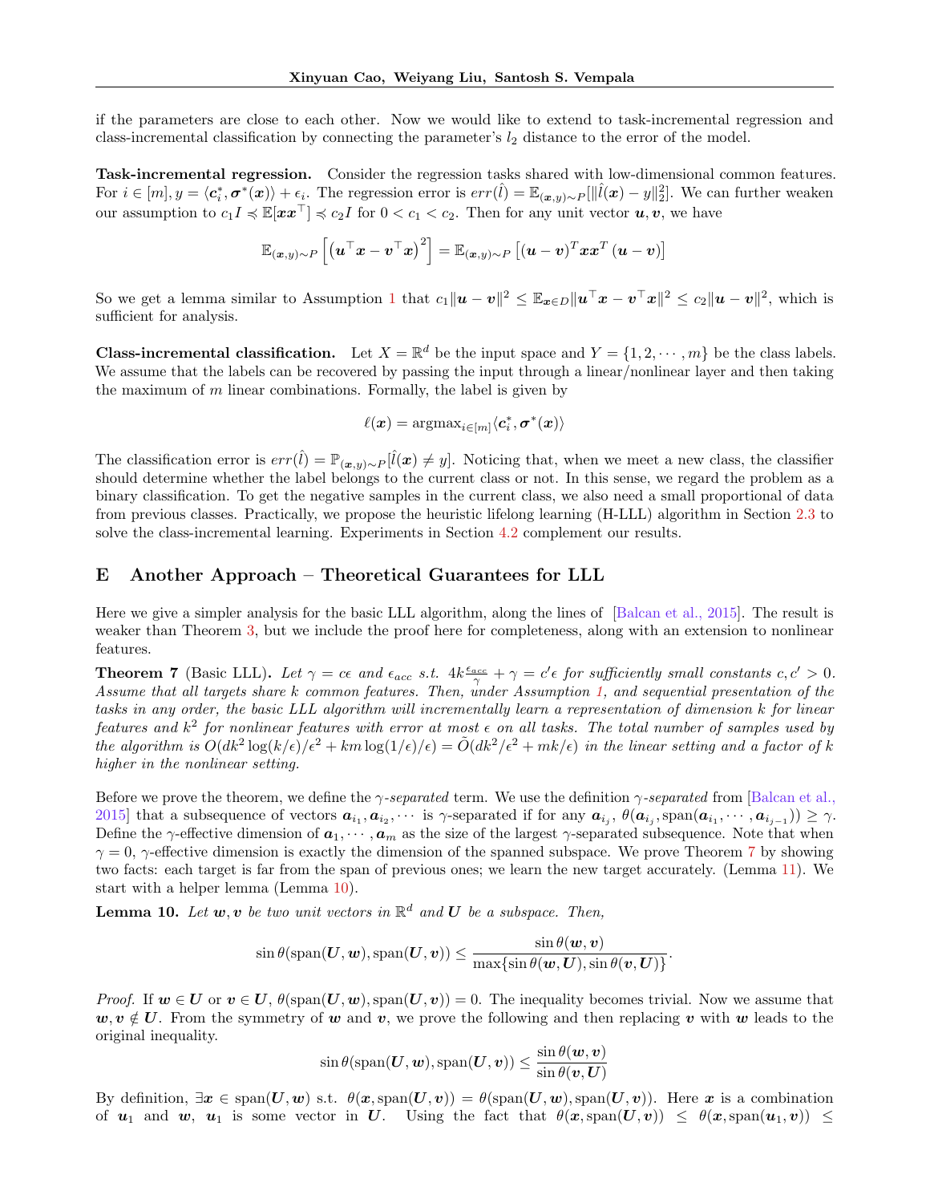if the parameters are close to each other. Now we would like to extend to task-incremental regression and class-incremental classification by connecting the parameter's $l_2$ distance to the error of the model.

**Task-incremental regression.** Consider the regression tasks shared with low-dimensional common features. For $i \in [m], y = \langle \boldsymbol{c}_i^*, \boldsymbol{\sigma}^*(\boldsymbol{x}) \rangle + \epsilon_i$. The regression error is $err(\hat{l}) = \mathbb{E}_{(\boldsymbol{x},y)\sim P}[\|\hat{l}(\boldsymbol{x}) - y\|_2^2]$. We can further weaken our assumption to $c_1 I \preccurlyeq \mathbb{E}[\boldsymbol{x}\boldsymbol{x}^\top] \preccurlyeq c_2 I$ for $0 < c_1 < c_2$. Then for any unit vector $\boldsymbol{u}, \boldsymbol{v}$, we have

$$\mathbb{E}_{(\boldsymbol{x},y)\sim P}\left[\left(\boldsymbol{u}^\top \boldsymbol{x} - \boldsymbol{v}^\top \boldsymbol{x}\right)^2\right] = \mathbb{E}_{(\boldsymbol{x},y)\sim P}\left[(\boldsymbol{u}-\boldsymbol{v})^T \boldsymbol{x}\boldsymbol{x}^T (\boldsymbol{u}-\boldsymbol{v})\right]$$

So we get a lemma similar to Assumption 1 that $c_1\|\boldsymbol{u}-\boldsymbol{v}\|^2 \leq \mathbb{E}_{\boldsymbol{x}\in D}\|\boldsymbol{u}^\top\boldsymbol{x} - \boldsymbol{v}^\top\boldsymbol{x}\|^2 \leq c_2\|\boldsymbol{u}-\boldsymbol{v}\|^2$, which is sufficient for analysis.

**Class-incremental classification.** Let $X = \mathbb{R}^d$ be the input space and $Y = \{1, 2, \cdots, m\}$ be the class labels. We assume that the labels can be recovered by passing the input through a linear/nonlinear layer and then taking the maximum of $m$ linear combinations. Formally, the label is given by

$$\ell(\boldsymbol{x}) = \operatorname{argmax}_{i\in[m]}\langle \boldsymbol{c}_i^*, \boldsymbol{\sigma}^*(\boldsymbol{x})\rangle$$

The classification error is $err(\hat{l}) = \mathbb{P}_{(\boldsymbol{x},y)\sim P}[\hat{l}(\boldsymbol{x}) \neq y]$. Noticing that, when we meet a new class, the classifier should determine whether the label belongs to the current class or not. In this sense, we regard the problem as a binary classification. To get the negative samples in the current class, we also need a small proportional of data from previous classes. Practically, we propose the heuristic lifelong learning (H-LLL) algorithm in Section 2.3 to solve the class-incremental learning. Experiments in Section 4.2 complement our results.

## E Another Approach – Theoretical Guarantees for LLL

Here we give a simpler analysis for the basic LLL algorithm, along the lines of [Balcan et al., 2015]. The result is weaker than Theorem 3, but we include the proof here for completeness, along with an extension to nonlinear features.

**Theorem 7** (Basic LLL)**.** *Let $\gamma = c\epsilon$ and $\epsilon_{acc}$ s.t. $4k\frac{\epsilon_{acc}}{\gamma} + \gamma = c'\epsilon$ for sufficiently small constants $c, c' > 0$. Assume that all targets share $k$ common features. Then, under Assumption 1, and sequential presentation of the tasks in any order, the basic LLL algorithm will incrementally learn a representation of dimension $k$ for linear features and $k^2$ for nonlinear features with error at most $\epsilon$ on all tasks. The total number of samples used by the algorithm is $O(dk^2\log(k/\epsilon)/\epsilon^2 + km\log(1/\epsilon)/\epsilon) = \tilde{O}(dk^2/\epsilon^2 + mk/\epsilon)$ in the linear setting and a factor of $k$ higher in the nonlinear setting.*

Before we prove the theorem, we define the $\gamma$-*separated* term. We use the definition $\gamma$-*separated* from [Balcan et al., 2015] that a subsequence of vectors $\boldsymbol{a}_{i_1}, \boldsymbol{a}_{i_2}, \cdots$ is $\gamma$-separated if for any $\boldsymbol{a}_{i_j}$, $\theta(\boldsymbol{a}_{i_j}, \text{span}(\boldsymbol{a}_{i_1}, \cdots, \boldsymbol{a}_{i_{j-1}})) \geq \gamma$. Define the $\gamma$-effective dimension of $\boldsymbol{a}_1, \cdots, \boldsymbol{a}_m$ as the size of the largest $\gamma$-separated subsequence. Note that when $\gamma = 0$, $\gamma$-effective dimension is exactly the dimension of the spanned subspace. We prove Theorem 7 by showing two facts: each target is far from the span of previous ones; we learn the new target accurately. (Lemma 11). We start with a helper lemma (Lemma 10).

**Lemma 10.** *Let $\boldsymbol{w}, \boldsymbol{v}$ be two unit vectors in $\mathbb{R}^d$ and $\boldsymbol{U}$ be a subspace. Then,*

$$\sin\theta(\text{span}(\boldsymbol{U}, \boldsymbol{w}), \text{span}(\boldsymbol{U}, \boldsymbol{v})) \leq \frac{\sin\theta(\boldsymbol{w}, \boldsymbol{v})}{\max\{\sin\theta(\boldsymbol{w}, \boldsymbol{U}), \sin\theta(\boldsymbol{v}, \boldsymbol{U})\}}.$$

*Proof.* If $\boldsymbol{w} \in \boldsymbol{U}$ or $\boldsymbol{v} \in \boldsymbol{U}$, $\theta(\text{span}(\boldsymbol{U}, \boldsymbol{w}), \text{span}(\boldsymbol{U}, \boldsymbol{v})) = 0$. The inequality becomes trivial. Now we assume that $\boldsymbol{w}, \boldsymbol{v} \notin \boldsymbol{U}$. From the symmetry of $\boldsymbol{w}$ and $\boldsymbol{v}$, we prove the following and then replacing $\boldsymbol{v}$ with $\boldsymbol{w}$ leads to the original inequality.

$$\sin\theta(\text{span}(\boldsymbol{U}, \boldsymbol{w}), \text{span}(\boldsymbol{U}, \boldsymbol{v})) \leq \frac{\sin\theta(\boldsymbol{w}, \boldsymbol{v})}{\sin\theta(\boldsymbol{v}, \boldsymbol{U})}$$

By definition, $\exists \boldsymbol{x} \in \text{span}(\boldsymbol{U}, \boldsymbol{w})$ s.t. $\theta(\boldsymbol{x}, \text{span}(\boldsymbol{U}, \boldsymbol{v})) = \theta(\text{span}(\boldsymbol{U}, \boldsymbol{w}), \text{span}(\boldsymbol{U}, \boldsymbol{v}))$. Here $\boldsymbol{x}$ is a combination of $\boldsymbol{u}_1$ and $\boldsymbol{w}$, $\boldsymbol{u}_1$ is some vector in $\boldsymbol{U}$. Using the fact that $\theta(\boldsymbol{x}, \text{span}(\boldsymbol{U}, \boldsymbol{v})) \leq \theta(\boldsymbol{x}, \text{span}(\boldsymbol{u}_1, \boldsymbol{v})) \leq$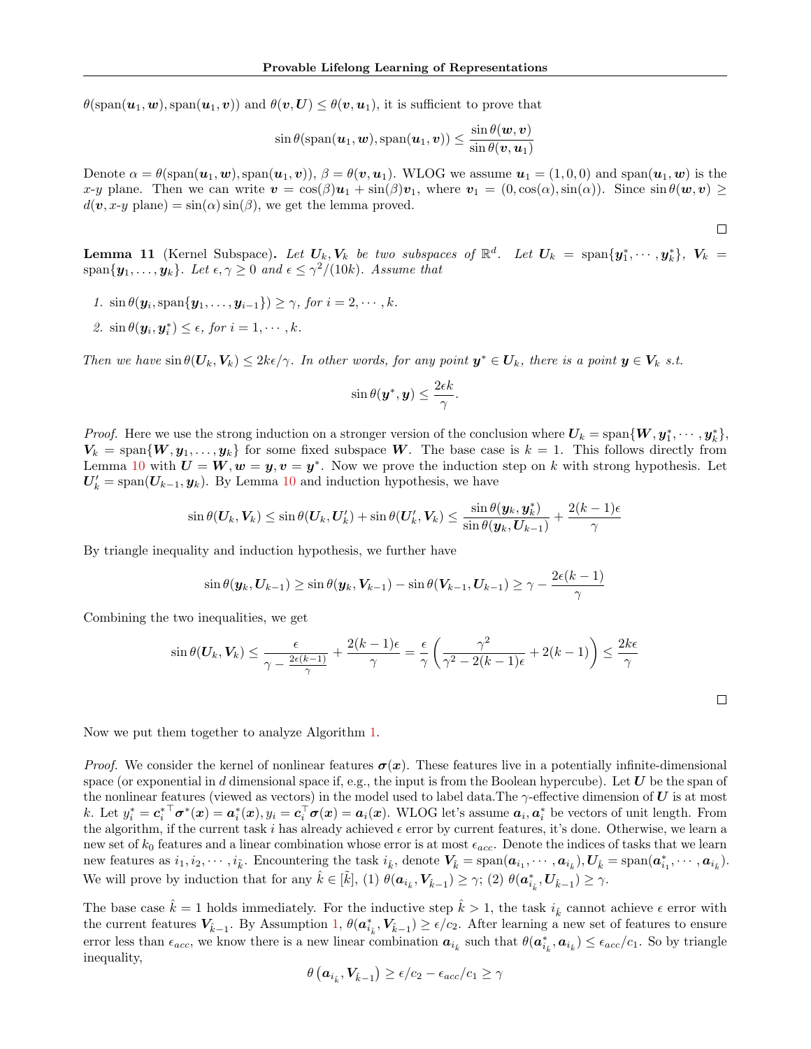$\theta(\text{span}(\boldsymbol{u}_1, \boldsymbol{w}), \text{span}(\boldsymbol{u}_1, \boldsymbol{v}))$ and $\theta(\boldsymbol{v}, \boldsymbol{U}) \leq \theta(\boldsymbol{v}, \boldsymbol{u}_1)$, it is sufficient to prove that

$$\sin\theta(\text{span}(\boldsymbol{u}_1, \boldsymbol{w}), \text{span}(\boldsymbol{u}_1, \boldsymbol{v})) \leq \frac{\sin\theta(\boldsymbol{w}, \boldsymbol{v})}{\sin\theta(\boldsymbol{v}, \boldsymbol{u}_1)}$$

Denote $\alpha = \theta(\text{span}(\boldsymbol{u}_1, \boldsymbol{w}), \text{span}(\boldsymbol{u}_1, \boldsymbol{v}))$, $\beta = \theta(\boldsymbol{v}, \boldsymbol{u}_1)$. WLOG we assume $\boldsymbol{u}_1 = (1, 0, 0)$ and $\text{span}(\boldsymbol{u}_1, \boldsymbol{w})$ is the $x$-$y$ plane. Then we can write $\boldsymbol{v} = \cos(\beta)\boldsymbol{u}_1 + \sin(\beta)\boldsymbol{v}_1$, where $\boldsymbol{v}_1 = (0, \cos(\alpha), \sin(\alpha))$. Since $\sin\theta(\boldsymbol{w}, \boldsymbol{v}) \geq d(\boldsymbol{v}, x\text{-}y \text{ plane}) = \sin(\alpha)\sin(\beta)$, we get the lemma proved. $\square$

**Lemma 11** (Kernel Subspace)**.** *Let $\boldsymbol{U}_k, \boldsymbol{V}_k$ be two subspaces of $\mathbb{R}^d$. Let $\boldsymbol{U}_k = \text{span}\{\boldsymbol{y}_1^*, \cdots, \boldsymbol{y}_k^*\}$, $\boldsymbol{V}_k = \text{span}\{\boldsymbol{y}_1, \ldots, \boldsymbol{y}_k\}$. Let $\epsilon, \gamma \geq 0$ and $\epsilon \leq \gamma^2/(10k)$. Assume that*

1. *$\sin\theta(\boldsymbol{y}_i, \text{span}\{\boldsymbol{y}_1, \ldots, \boldsymbol{y}_{i-1}\}) \geq \gamma$, for $i = 2, \cdots, k$.*
2. *$\sin\theta(\boldsymbol{y}_i, \boldsymbol{y}_i^*) \leq \epsilon$, for $i = 1, \cdots, k$.*

*Then we have $\sin\theta(\boldsymbol{U}_k, \boldsymbol{V}_k) \leq 2k\epsilon/\gamma$. In other words, for any point $\boldsymbol{y}^* \in \boldsymbol{U}_k$, there is a point $\boldsymbol{y} \in \boldsymbol{V}_k$ s.t.*

$$\sin\theta(\boldsymbol{y}^*, \boldsymbol{y}) \leq \frac{2\epsilon k}{\gamma}.$$

*Proof.* Here we use the strong induction on a stronger version of the conclusion where $\boldsymbol{U}_k = \text{span}\{\boldsymbol{W}, \boldsymbol{y}_1^*, \cdots, \boldsymbol{y}_k^*\}$, $\boldsymbol{V}_k = \text{span}\{\boldsymbol{W}, \boldsymbol{y}_1, \ldots, \boldsymbol{y}_k\}$ for some fixed subspace $\boldsymbol{W}$. The base case is $k = 1$. This follows directly from Lemma 10 with $\boldsymbol{U} = \boldsymbol{W}, \boldsymbol{w} = \boldsymbol{y}, \boldsymbol{v} = \boldsymbol{y}^*$. Now we prove the induction step on $k$ with strong hypothesis. Let $\boldsymbol{U}_k' = \text{span}(\boldsymbol{U}_{k-1}, \boldsymbol{y}_k)$. By Lemma 10 and induction hypothesis, we have

$$\sin\theta(\boldsymbol{U}_k, \boldsymbol{V}_k) \leq \sin\theta(\boldsymbol{U}_k, \boldsymbol{U}_k') + \sin\theta(\boldsymbol{U}_k', \boldsymbol{V}_k) \leq \frac{\sin\theta(\boldsymbol{y}_k, \boldsymbol{y}_k^*)}{\sin\theta(\boldsymbol{y}_k, \boldsymbol{U}_{k-1})} + \frac{2(k-1)\epsilon}{\gamma}$$

By triangle inequality and induction hypothesis, we further have

$$\sin\theta(\boldsymbol{y}_k, \boldsymbol{U}_{k-1}) \geq \sin\theta(\boldsymbol{y}_k, \boldsymbol{V}_{k-1}) - \sin\theta(\boldsymbol{V}_{k-1}, \boldsymbol{U}_{k-1}) \geq \gamma - \frac{2\epsilon(k-1)}{\gamma}$$

Combining the two inequalities, we get

$$\sin\theta(\boldsymbol{U}_k, \boldsymbol{V}_k) \leq \frac{\epsilon}{\gamma - \frac{2\epsilon(k-1)}{\gamma}} + \frac{2(k-1)\epsilon}{\gamma} = \frac{\epsilon}{\gamma}\left(\frac{\gamma^2}{\gamma^2 - 2(k-1)\epsilon} + 2(k-1)\right) \leq \frac{2k\epsilon}{\gamma}$$

$\square$

Now we put them together to analyze Algorithm 1.

*Proof.* We consider the kernel of nonlinear features $\boldsymbol{\sigma}(\boldsymbol{x})$. These features live in a potentially infinite-dimensional space (or exponential in $d$ dimensional space if, e.g., the input is from the Boolean hypercube). Let $\boldsymbol{U}$ be the span of the nonlinear features (viewed as vectors) in the model used to label data.The $\gamma$-effective dimension of $\boldsymbol{U}$ is at most $k$. Let $y_i^* = \boldsymbol{c}_i^{*\top}\boldsymbol{\sigma}^*(\boldsymbol{x}) = \boldsymbol{a}_i^*(\boldsymbol{x}), y_i = \boldsymbol{c}_i^\top\boldsymbol{\sigma}(\boldsymbol{x}) = \boldsymbol{a}_i(\boldsymbol{x})$. WLOG let's assume $\boldsymbol{a}_i, \boldsymbol{a}_i^*$ be vectors of unit length. From the algorithm, if the current task $i$ has already achieved $\epsilon$ error by current features, it's done. Otherwise, we learn a new set of $k_0$ features and a linear combination whose error is at most $\epsilon_{acc}$. Denote the indices of tasks that we learn new features as $i_1, i_2, \cdots, i_{\tilde{k}}$. Encountering the task $i_{\hat{k}}$, denote $\boldsymbol{V}_{\hat{k}} = \text{span}(\boldsymbol{a}_{i_1}, \cdots, \boldsymbol{a}_{i_{\hat{k}}}), \boldsymbol{U}_{\hat{k}} = \text{span}(\boldsymbol{a}_{i_1}^*, \cdots, \boldsymbol{a}_{i_{\hat{k}}})$. We will prove by induction that for any $\hat{k} \in [\tilde{k}]$, (1) $\theta(\boldsymbol{a}_{i_{\hat{k}}}, \boldsymbol{V}_{\hat{k}-1}) \geq \gamma$; (2) $\theta(\boldsymbol{a}_{i_{\hat{k}}}^*, \boldsymbol{U}_{\hat{k}-1}) \geq \gamma$.

The base case $\hat{k} = 1$ holds immediately. For the inductive step $\hat{k} > 1$, the task $i_{\hat{k}}$ cannot achieve $\epsilon$ error with the current features $\boldsymbol{V}_{\hat{k}-1}$. By Assumption 1, $\theta(\boldsymbol{a}_{i_{\hat{k}}}^*, \boldsymbol{V}_{\hat{k}-1}) \geq \epsilon/c_2$. After learning a new set of features to ensure error less than $\epsilon_{acc}$, we know there is a new linear combination $\boldsymbol{a}_{i_{\hat{k}}}$ such that $\theta(\boldsymbol{a}_{i_{\hat{k}}}^*, \boldsymbol{a}_{i_{\hat{k}}}) \leq \epsilon_{acc}/c_1$. So by triangle inequality,

$$\theta\left(\boldsymbol{a}_{i_{\hat{k}}}, \boldsymbol{V}_{\hat{k}-1}\right) \geq \epsilon/c_2 - \epsilon_{acc}/c_1 \geq \gamma$$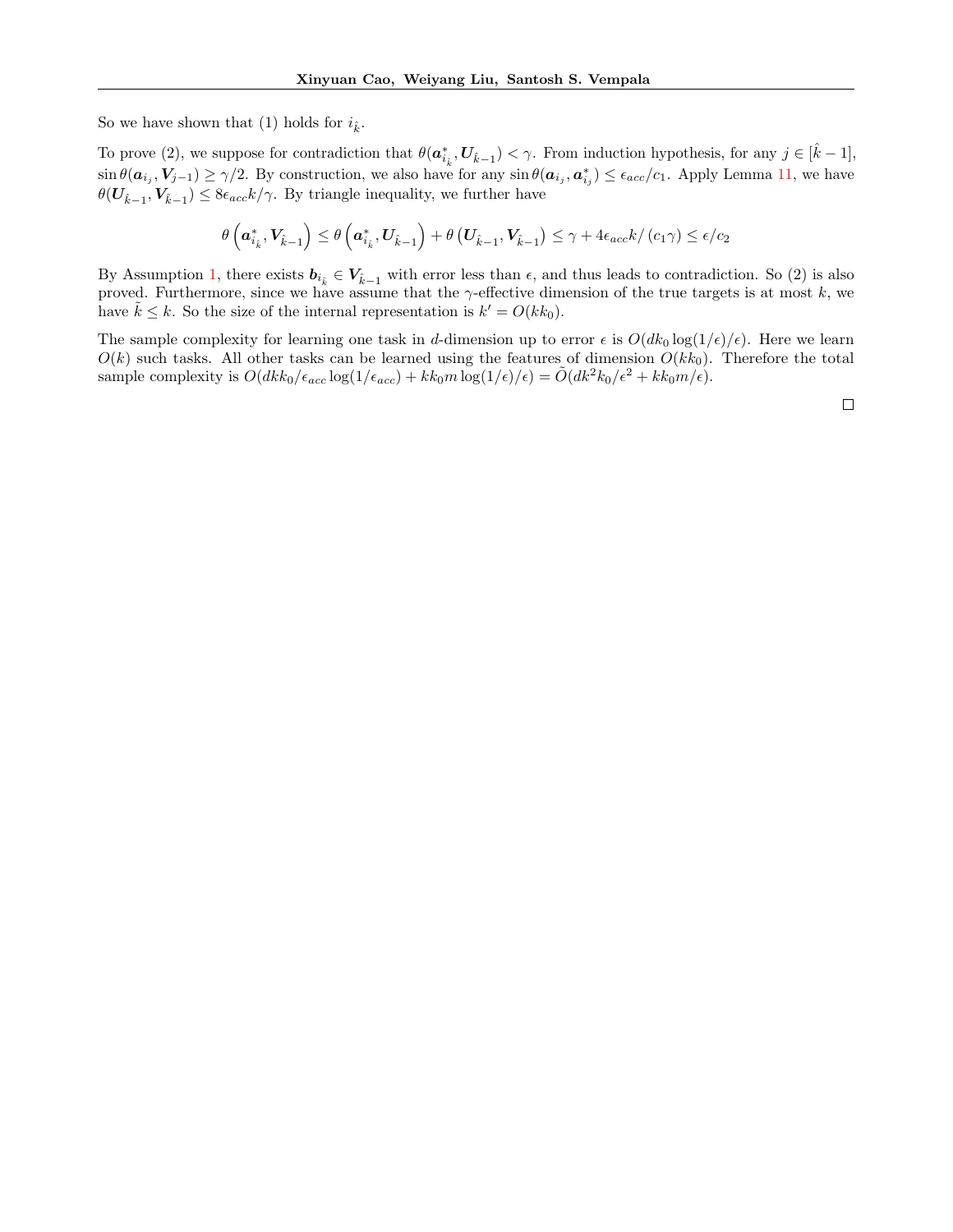So we have shown that (1) holds for $i_{\hat{k}}$.

To prove (2), we suppose for contradiction that $\theta(\boldsymbol{a}^*_{i_{\hat{k}}}, \boldsymbol{U}_{\hat{k}-1}) < \gamma$. From induction hypothesis, for any $j \in [\hat{k}-1]$, $\sin\theta(\boldsymbol{a}_{i_j}, \boldsymbol{V}_{j-1}) \geq \gamma/2$. By construction, we also have for any $\sin\theta(\boldsymbol{a}_{i_j}, \boldsymbol{a}^*_{i_j}) \leq \epsilon_{acc}/c_1$. Apply Lemma 11, we have $\theta(\boldsymbol{U}_{\hat{k}-1}, \boldsymbol{V}_{\hat{k}-1}) \leq 8\epsilon_{acc}k/\gamma$. By triangle inequality, we further have

$$\theta\left(\boldsymbol{a}^*_{i_{\hat{k}}}, \boldsymbol{V}_{\hat{k}-1}\right) \leq \theta\left(\boldsymbol{a}^*_{i_{\hat{k}}}, \boldsymbol{U}_{\hat{k}-1}\right) + \theta\left(\boldsymbol{U}_{\hat{k}-1}, \boldsymbol{V}_{\hat{k}-1}\right) \leq \gamma + 4\epsilon_{acc}k/\left(c_1\gamma\right) \leq \epsilon/c_2$$

By Assumption 1, there exists $\boldsymbol{b}_{i_{\hat{k}}} \in \boldsymbol{V}_{\hat{k}-1}$ with error less than $\epsilon$, and thus leads to contradiction. So (2) is also proved. Furthermore, since we have assume that the $\gamma$-effective dimension of the true targets is at most $k$, we have $\tilde{k} \leq k$. So the size of the internal representation is $k' = O(kk_0)$.

The sample complexity for learning one task in $d$-dimension up to error $\epsilon$ is $O(dk_0 \log(1/\epsilon)/\epsilon)$. Here we learn $O(k)$ such tasks. All other tasks can be learned using the features of dimension $O(kk_0)$. Therefore the total sample complexity is $O(dkk_0/\epsilon_{acc}\log(1/\epsilon_{acc}) + kk_0 m \log(1/\epsilon)/\epsilon) = \tilde{O}(dk^2k_0/\epsilon^2 + kk_0m/\epsilon)$.

$\square$